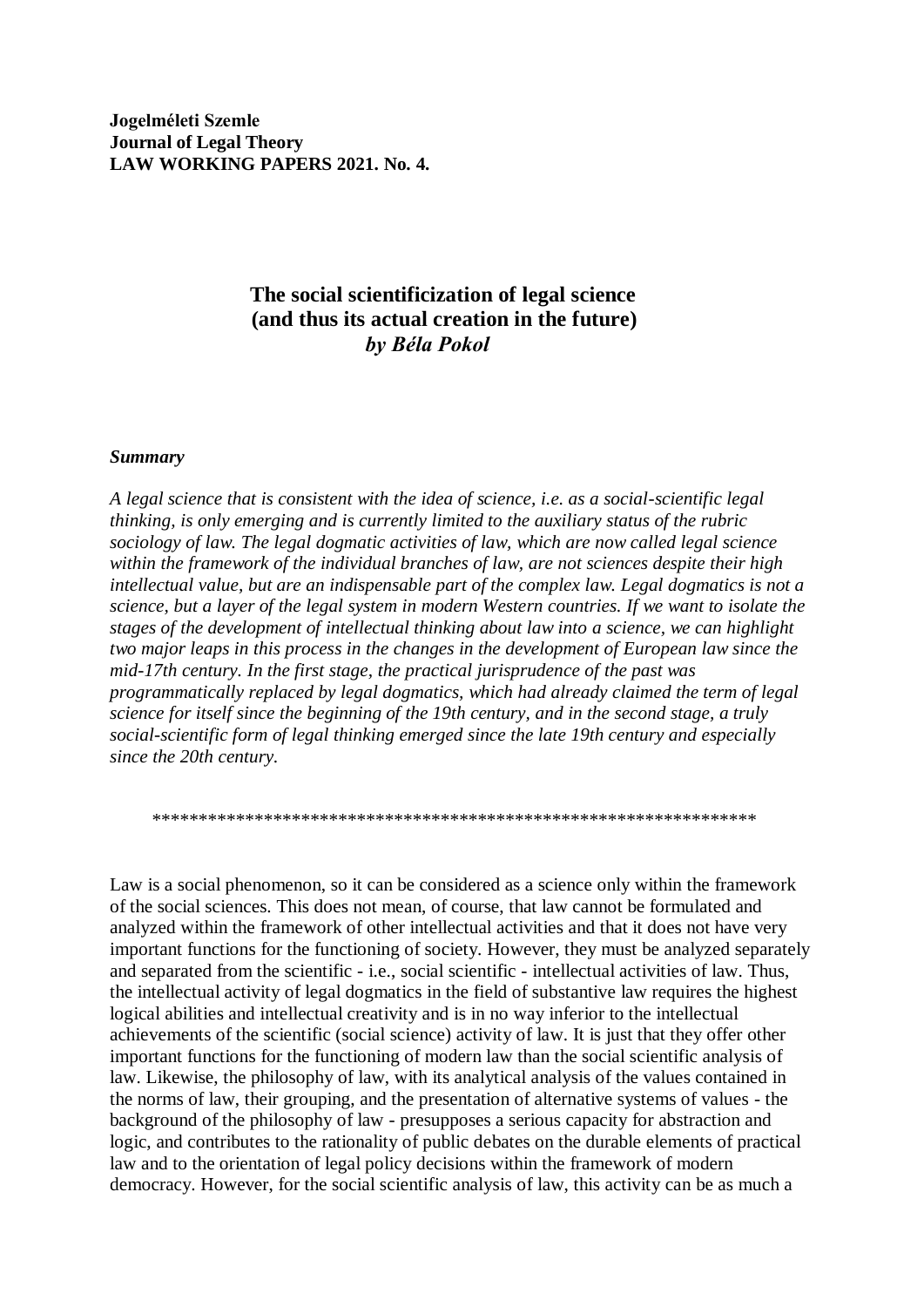**Jogelméleti Szemle**
**Journal of Legal Theory**
**LAW WORKING PAPERS 2021. No. 4.**

# The social scientificization of legal science (and thus its actual creation in the future)

***by Béla Pokol***

***Summary***

*A legal science that is consistent with the idea of science, i.e. as a social-scientific legal thinking, is only emerging and is currently limited to the auxiliary status of the rubric sociology of law. The legal dogmatic activities of law, which are now called legal science within the framework of the individual branches of law, are not sciences despite their high intellectual value, but are an indispensable part of the complex law. Legal dogmatics is not a science, but a layer of the legal system in modern Western countries. If we want to isolate the stages of the development of intellectual thinking about law into a science, we can highlight two major leaps in this process in the changes in the development of European law since the mid-17th century. In the first stage, the practical jurisprudence of the past was programmatically replaced by legal dogmatics, which had already claimed the term of legal science for itself since the beginning of the 19th century, and in the second stage, a truly social-scientific form of legal thinking emerged since the late 19th century and especially since the 20th century.*

\*\*\*\*\*\*\*\*\*\*\*\*\*\*\*\*\*\*\*\*\*\*\*\*\*\*\*\*\*\*\*\*\*\*\*\*\*\*\*\*\*\*\*\*\*\*\*\*\*\*\*\*\*\*\*\*\*\*\*\*\*\*\*\*

Law is a social phenomenon, so it can be considered as a science only within the framework of the social sciences. This does not mean, of course, that law cannot be formulated and analyzed within the framework of other intellectual activities and that it does not have very important functions for the functioning of society. However, they must be analyzed separately and separated from the scientific - i.e., social scientific - intellectual activities of law. Thus, the intellectual activity of legal dogmatics in the field of substantive law requires the highest logical abilities and intellectual creativity and is in no way inferior to the intellectual achievements of the scientific (social science) activity of law. It is just that they offer other important functions for the functioning of modern law than the social scientific analysis of law. Likewise, the philosophy of law, with its analytical analysis of the values contained in the norms of law, their grouping, and the presentation of alternative systems of values - the background of the philosophy of law - presupposes a serious capacity for abstraction and logic, and contributes to the rationality of public debates on the durable elements of practical law and to the orientation of legal policy decisions within the framework of modern democracy. However, for the social scientific analysis of law, this activity can be as much a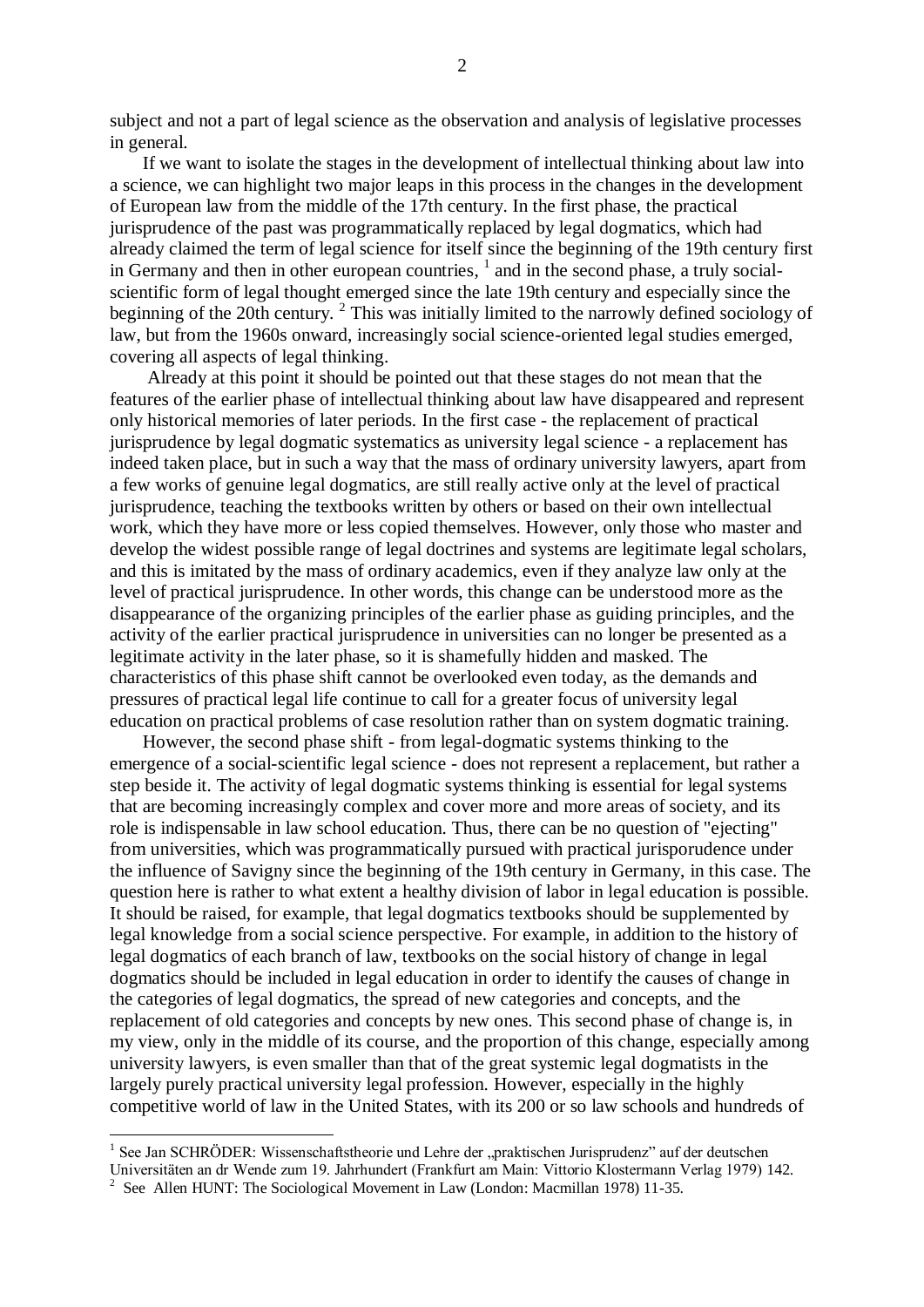subject and not a part of legal science as the observation and analysis of legislative processes in general.

If we want to isolate the stages in the development of intellectual thinking about law into a science, we can highlight two major leaps in this process in the changes in the development of European law from the middle of the 17th century. In the first phase, the practical jurisprudence of the past was programmatically replaced by legal dogmatics, which had already claimed the term of legal science for itself since the beginning of the 19th century first in Germany and then in other european countries, [1] and in the second phase, a truly social-scientific form of legal thought emerged since the late 19th century and especially since the beginning of the 20th century. [2] This was initially limited to the narrowly defined sociology of law, but from the 1960s onward, increasingly social science-oriented legal studies emerged, covering all aspects of legal thinking.

Already at this point it should be pointed out that these stages do not mean that the features of the earlier phase of intellectual thinking about law have disappeared and represent only historical memories of later periods. In the first case - the replacement of practical jurisprudence by legal dogmatic systematics as university legal science - a replacement has indeed taken place, but in such a way that the mass of ordinary university lawyers, apart from a few works of genuine legal dogmatics, are still really active only at the level of practical jurisprudence, teaching the textbooks written by others or based on their own intellectual work, which they have more or less copied themselves. However, only those who master and develop the widest possible range of legal doctrines and systems are legitimate legal scholars, and this is imitated by the mass of ordinary academics, even if they analyze law only at the level of practical jurisprudence. In other words, this change can be understood more as the disappearance of the organizing principles of the earlier phase as guiding principles, and the activity of the earlier practical jurisprudence in universities can no longer be presented as a legitimate activity in the later phase, so it is shamefully hidden and masked. The characteristics of this phase shift cannot be overlooked even today, as the demands and pressures of practical legal life continue to call for a greater focus of university legal education on practical problems of case resolution rather than on system dogmatic training.

However, the second phase shift - from legal-dogmatic systems thinking to the emergence of a social-scientific legal science - does not represent a replacement, but rather a step beside it. The activity of legal dogmatic systems thinking is essential for legal systems that are becoming increasingly complex and cover more and more areas of society, and its role is indispensable in law school education. Thus, there can be no question of "ejecting" from universities, which was programmatically pursued with practical jurisporudence under the influence of Savigny since the beginning of the 19th century in Germany, in this case. The question here is rather to what extent a healthy division of labor in legal education is possible. It should be raised, for example, that legal dogmatics textbooks should be supplemented by legal knowledge from a social science perspective. For example, in addition to the history of legal dogmatics of each branch of law, textbooks on the social history of change in legal dogmatics should be included in legal education in order to identify the causes of change in the categories of legal dogmatics, the spread of new categories and concepts, and the replacement of old categories and concepts by new ones. This second phase of change is, in my view, only in the middle of its course, and the proportion of this change, especially among university lawyers, is even smaller than that of the great systemic legal dogmatists in the largely purely practical university legal profession. However, especially in the highly competitive world of law in the United States, with its 200 or so law schools and hundreds of

---

[1] See Jan SCHRÖDER: Wissenschaftstheorie und Lehre der „praktischen Jurisprudenz" auf der deutschen Universitäten an dr Wende zum 19. Jahrhundert (Frankfurt am Main: Vittorio Klostermann Verlag 1979) 142.

[2] See Allen HUNT: The Sociological Movement in Law (London: Macmillan 1978) 11-35.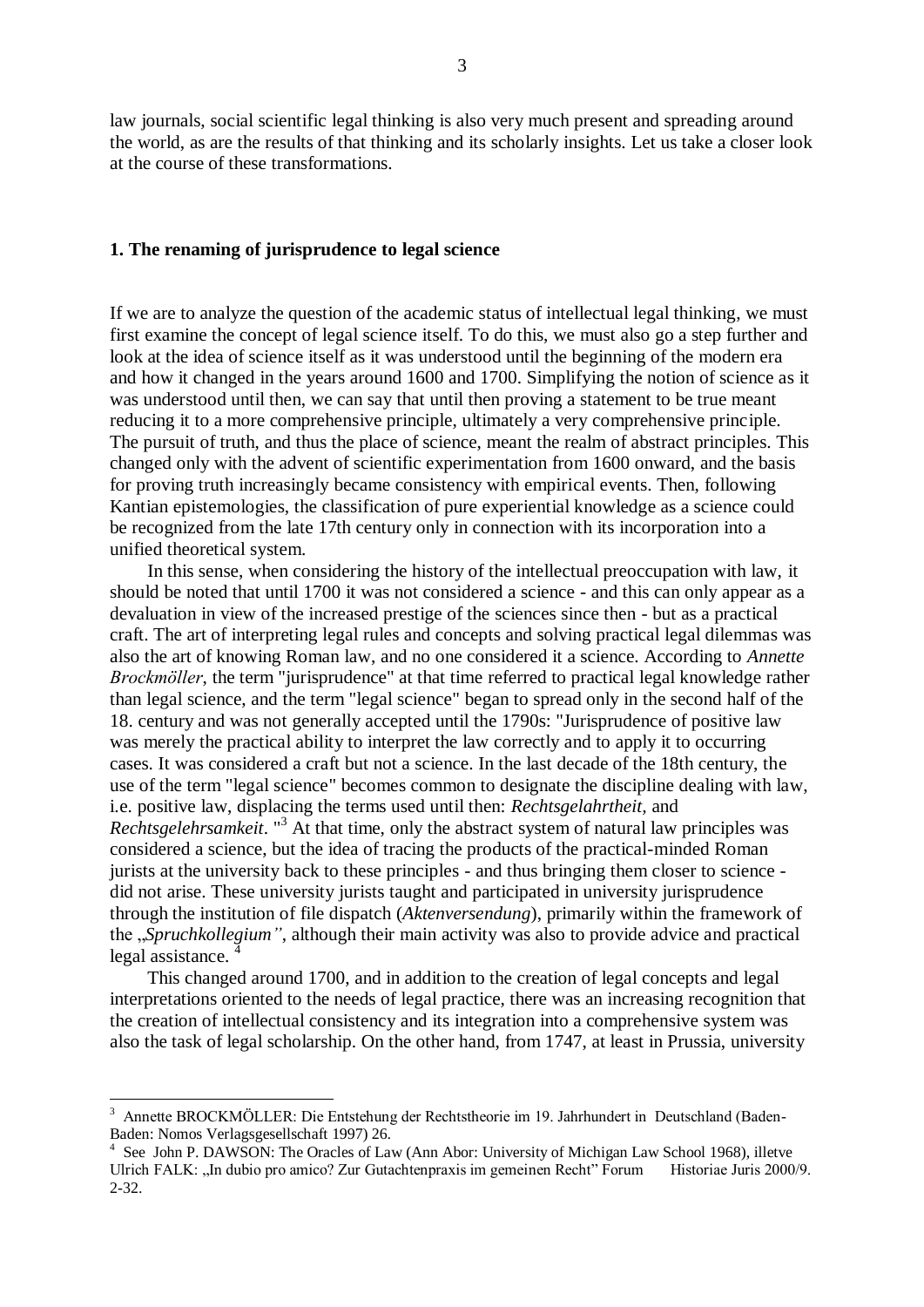law journals, social scientific legal thinking is also very much present and spreading around the world, as are the results of that thinking and its scholarly insights. Let us take a closer look at the course of these transformations.

## 1. The renaming of jurisprudence to legal science

If we are to analyze the question of the academic status of intellectual legal thinking, we must first examine the concept of legal science itself. To do this, we must also go a step further and look at the idea of science itself as it was understood until the beginning of the modern era and how it changed in the years around 1600 and 1700. Simplifying the notion of science as it was understood until then, we can say that until then proving a statement to be true meant reducing it to a more comprehensive principle, ultimately a very comprehensive principle. The pursuit of truth, and thus the place of science, meant the realm of abstract principles. This changed only with the advent of scientific experimentation from 1600 onward, and the basis for proving truth increasingly became consistency with empirical events. Then, following Kantian epistemologies, the classification of pure experiential knowledge as a science could be recognized from the late 17th century only in connection with its incorporation into a unified theoretical system.

In this sense, when considering the history of the intellectual preoccupation with law, it should be noted that until 1700 it was not considered a science - and this can only appear as a devaluation in view of the increased prestige of the sciences since then - but as a practical craft. The art of interpreting legal rules and concepts and solving practical legal dilemmas was also the art of knowing Roman law, and no one considered it a science. According to *Annette Brockmöller*, the term "jurisprudence" at that time referred to practical legal knowledge rather than legal science, and the term "legal science" began to spread only in the second half of the 18. century and was not generally accepted until the 1790s: "Jurisprudence of positive law was merely the practical ability to interpret the law correctly and to apply it to occurring cases. It was considered a craft but not a science. In the last decade of the 18th century, the use of the term "legal science" becomes common to designate the discipline dealing with law, i.e. positive law, displacing the terms used until then: *Rechtsgelahrtheit*, and *Rechtsgelehrsamkeit*. "[3] At that time, only the abstract system of natural law principles was considered a science, but the idea of tracing the products of the practical-minded Roman jurists at the university back to these principles - and thus bringing them closer to science - did not arise. These university jurists taught and participated in university jurisprudence through the institution of file dispatch (*Aktenversendung*), primarily within the framework of the „*Spruchkollegium"*, although their main activity was also to provide advice and practical legal assistance. [4]

This changed around 1700, and in addition to the creation of legal concepts and legal interpretations oriented to the needs of legal practice, there was an increasing recognition that the creation of intellectual consistency and its integration into a comprehensive system was also the task of legal scholarship. On the other hand, from 1747, at least in Prussia, university

---

[3] Annette BROCKMÖLLER: Die Entstehung der Rechtstheorie im 19. Jahrhundert in Deutschland (Baden-Baden: Nomos Verlagsgesellschaft 1997) 26.

[4] See John P. DAWSON: The Oracles of Law (Ann Abor: University of Michigan Law School 1968), illetve Ulrich FALK: „In dubio pro amico? Zur Gutachtenpraxis im gemeinen Recht" Forum Historiae Juris 2000/9. 2-32.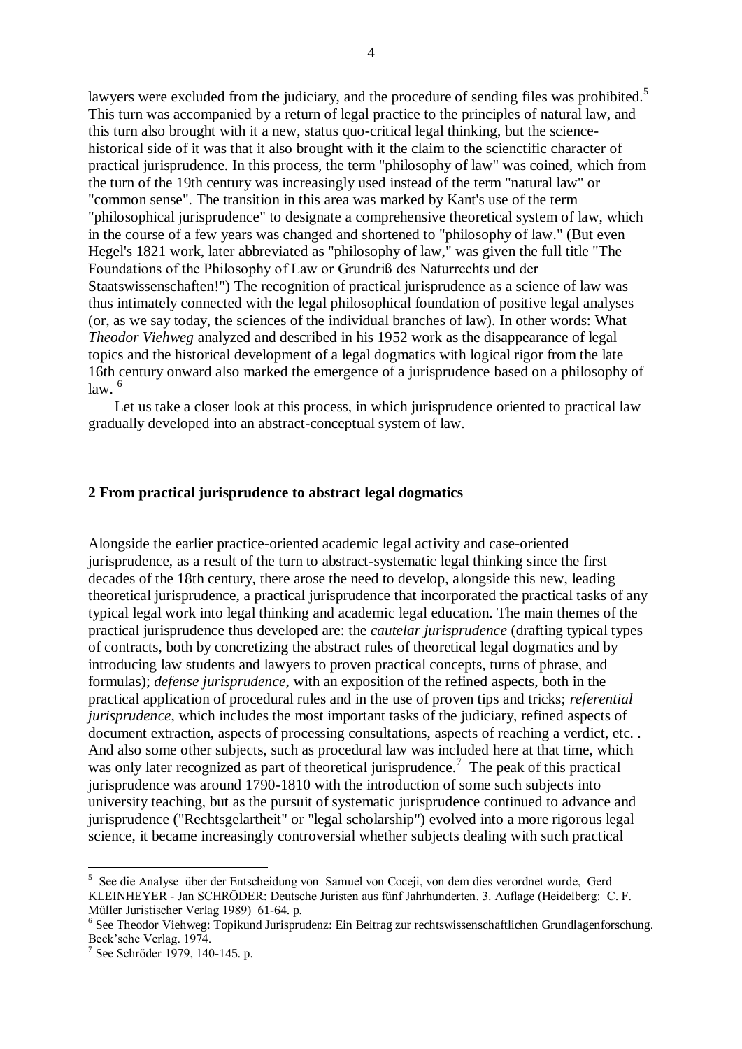lawyers were excluded from the judiciary, and the procedure of sending files was prohibited.[5] This turn was accompanied by a return of legal practice to the principles of natural law, and this turn also brought with it a new, status quo-critical legal thinking, but the science-historical side of it was that it also brought with it the claim to the scienctific character of practical jurisprudence. In this process, the term "philosophy of law" was coined, which from the turn of the 19th century was increasingly used instead of the term "natural law" or "common sense". The transition in this area was marked by Kant's use of the term "philosophical jurisprudence" to designate a comprehensive theoretical system of law, which in the course of a few years was changed and shortened to "philosophy of law." (But even Hegel's 1821 work, later abbreviated as "philosophy of law," was given the full title "The Foundations of the Philosophy of Law or Grundriß des Naturrechts und der Staatswissenschaften!") The recognition of practical jurisprudence as a science of law was thus intimately connected with the legal philosophical foundation of positive legal analyses (or, as we say today, the sciences of the individual branches of law). In other words: What *Theodor Viehweg* analyzed and described in his 1952 work as the disappearance of legal topics and the historical development of a legal dogmatics with logical rigor from the late 16th century onward also marked the emergence of a jurisprudence based on a philosophy of law. [6]

Let us take a closer look at this process, in which jurisprudence oriented to practical law gradually developed into an abstract-conceptual system of law.

## 2 From practical jurisprudence to abstract legal dogmatics

Alongside the earlier practice-oriented academic legal activity and case-oriented jurisprudence, as a result of the turn to abstract-systematic legal thinking since the first decades of the 18th century, there arose the need to develop, alongside this new, leading theoretical jurisprudence, a practical jurisprudence that incorporated the practical tasks of any typical legal work into legal thinking and academic legal education. The main themes of the practical jurisprudence thus developed are: the *cautelar jurisprudence* (drafting typical types of contracts, both by concretizing the abstract rules of theoretical legal dogmatics and by introducing law students and lawyers to proven practical concepts, turns of phrase, and formulas); *defense jurisprudence*, with an exposition of the refined aspects, both in the practical application of procedural rules and in the use of proven tips and tricks; *referential jurisprudence*, which includes the most important tasks of the judiciary, refined aspects of document extraction, aspects of processing consultations, aspects of reaching a verdict, etc. . And also some other subjects, such as procedural law was included here at that time, which was only later recognized as part of theoretical jurisprudence.[7] The peak of this practical jurisprudence was around 1790-1810 with the introduction of some such subjects into university teaching, but as the pursuit of systematic jurisprudence continued to advance and jurisprudence ("Rechtsgelartheit" or "legal scholarship") evolved into a more rigorous legal science, it became increasingly controversial whether subjects dealing with such practical

---

[5] See die Analyse über der Entscheidung von Samuel von Coceji, von dem dies verordnet wurde, Gerd KLEINHEYER - Jan SCHRÖDER: Deutsche Juristen aus fünf Jahrhunderten. 3. Auflage (Heidelberg: C. F. Müller Juristischer Verlag 1989) 61-64. p.

[6] See Theodor Viehweg: Topikund Jurisprudenz: Ein Beitrag zur rechtswissenschaftlichen Grundlagenforschung. Beck'sche Verlag. 1974.

[7] See Schröder 1979, 140-145. p.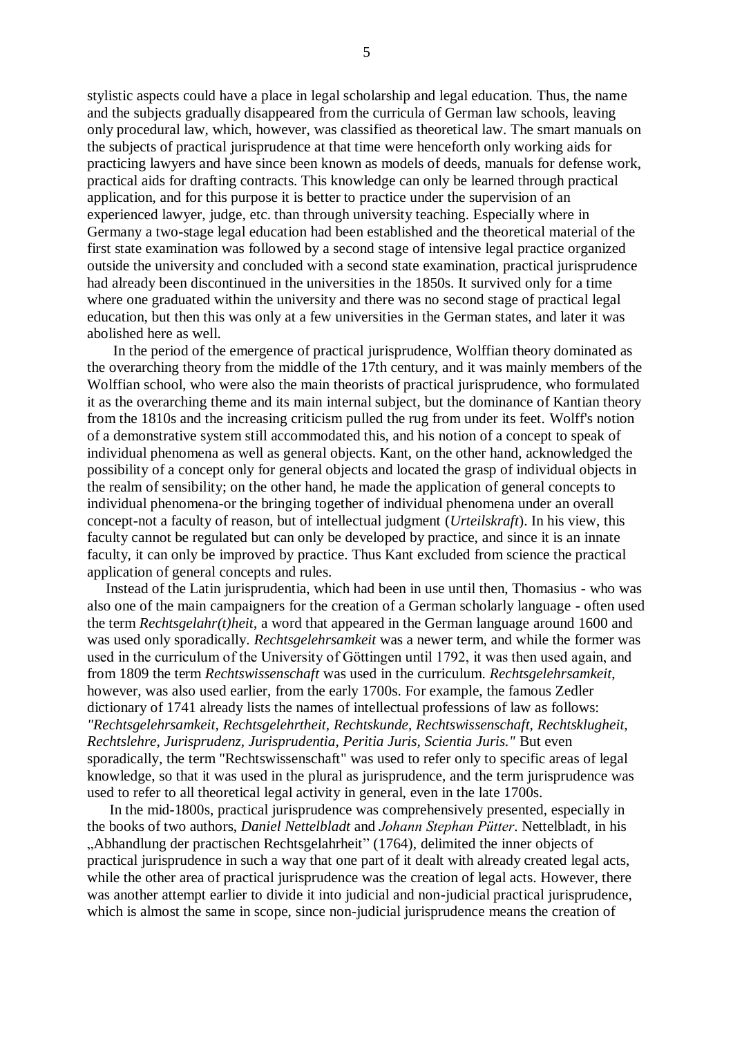stylistic aspects could have a place in legal scholarship and legal education. Thus, the name and the subjects gradually disappeared from the curricula of German law schools, leaving only procedural law, which, however, was classified as theoretical law. The smart manuals on the subjects of practical jurisprudence at that time were henceforth only working aids for practicing lawyers and have since been known as models of deeds, manuals for defense work, practical aids for drafting contracts. This knowledge can only be learned through practical application, and for this purpose it is better to practice under the supervision of an experienced lawyer, judge, etc. than through university teaching. Especially where in Germany a two-stage legal education had been established and the theoretical material of the first state examination was followed by a second stage of intensive legal practice organized outside the university and concluded with a second state examination, practical jurisprudence had already been discontinued in the universities in the 1850s. It survived only for a time where one graduated within the university and there was no second stage of practical legal education, but then this was only at a few universities in the German states, and later it was abolished here as well.

In the period of the emergence of practical jurisprudence, Wolffian theory dominated as the overarching theory from the middle of the 17th century, and it was mainly members of the Wolffian school, who were also the main theorists of practical jurisprudence, who formulated it as the overarching theme and its main internal subject, but the dominance of Kantian theory from the 1810s and the increasing criticism pulled the rug from under its feet. Wolff's notion of a demonstrative system still accommodated this, and his notion of a concept to speak of individual phenomena as well as general objects. Kant, on the other hand, acknowledged the possibility of a concept only for general objects and located the grasp of individual objects in the realm of sensibility; on the other hand, he made the application of general concepts to individual phenomena-or the bringing together of individual phenomena under an overall concept-not a faculty of reason, but of intellectual judgment (*Urteilskraft*). In his view, this faculty cannot be regulated but can only be developed by practice, and since it is an innate faculty, it can only be improved by practice. Thus Kant excluded from science the practical application of general concepts and rules.

Instead of the Latin jurisprudentia, which had been in use until then, Thomasius - who was also one of the main campaigners for the creation of a German scholarly language - often used the term *Rechtsgelahr(t)heit*, a word that appeared in the German language around 1600 and was used only sporadically. *Rechtsgelehrsamkeit* was a newer term, and while the former was used in the curriculum of the University of Göttingen until 1792, it was then used again, and from 1809 the term *Rechtswissenschaft* was used in the curriculum. *Rechtsgelehrsamkeit*, however, was also used earlier, from the early 1700s. For example, the famous Zedler dictionary of 1741 already lists the names of intellectual professions of law as follows: *"Rechtsgelehrsamkeit, Rechtsgelehrtheit, Rechtskunde, Rechtswissenschaft, Rechtsklugheit, Rechtslehre, Jurisprudenz, Jurisprudentia, Peritia Juris, Scientia Juris."* But even sporadically, the term "Rechtswissenschaft" was used to refer only to specific areas of legal knowledge, so that it was used in the plural as jurisprudence, and the term jurisprudence was used to refer to all theoretical legal activity in general, even in the late 1700s.

In the mid-1800s, practical jurisprudence was comprehensively presented, especially in the books of two authors, *Daniel Nettelbladt* and *Johann Stephan Pütter*. Nettelbladt, in his „Abhandlung der practischen Rechtsgelahrheit" (1764), delimited the inner objects of practical jurisprudence in such a way that one part of it dealt with already created legal acts, while the other area of practical jurisprudence was the creation of legal acts. However, there was another attempt earlier to divide it into judicial and non-judicial practical jurisprudence, which is almost the same in scope, since non-judicial jurisprudence means the creation of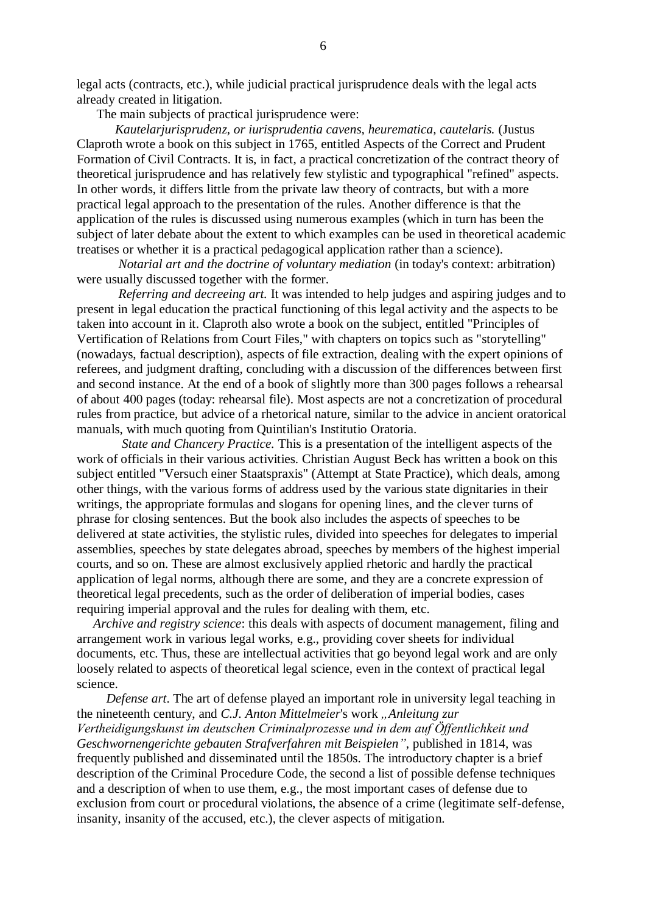legal acts (contracts, etc.), while judicial practical jurisprudence deals with the legal acts already created in litigation.

The main subjects of practical jurisprudence were:

*Kautelarjurisprudenz, or iurisprudentia cavens, heurematica, cautelaris.* (Justus Claproth wrote a book on this subject in 1765, entitled Aspects of the Correct and Prudent Formation of Civil Contracts. It is, in fact, a practical concretization of the contract theory of theoretical jurisprudence and has relatively few stylistic and typographical "refined" aspects. In other words, it differs little from the private law theory of contracts, but with a more practical legal approach to the presentation of the rules. Another difference is that the application of the rules is discussed using numerous examples (which in turn has been the subject of later debate about the extent to which examples can be used in theoretical academic treatises or whether it is a practical pedagogical application rather than a science).

*Notarial art and the doctrine of voluntary mediation* (in today's context: arbitration) were usually discussed together with the former.

*Referring and decreeing art.* It was intended to help judges and aspiring judges and to present in legal education the practical functioning of this legal activity and the aspects to be taken into account in it. Claproth also wrote a book on the subject, entitled "Principles of Vertification of Relations from Court Files," with chapters on topics such as "storytelling" (nowadays, factual description), aspects of file extraction, dealing with the expert opinions of referees, and judgment drafting, concluding with a discussion of the differences between first and second instance. At the end of a book of slightly more than 300 pages follows a rehearsal of about 400 pages (today: rehearsal file). Most aspects are not a concretization of procedural rules from practice, but advice of a rhetorical nature, similar to the advice in ancient oratorical manuals, with much quoting from Quintilian's Institutio Oratoria.

*State and Chancery Practice.* This is a presentation of the intelligent aspects of the work of officials in their various activities. Christian August Beck has written a book on this subject entitled "Versuch einer Staatspraxis" (Attempt at State Practice), which deals, among other things, with the various forms of address used by the various state dignitaries in their writings, the appropriate formulas and slogans for opening lines, and the clever turns of phrase for closing sentences. But the book also includes the aspects of speeches to be delivered at state activities, the stylistic rules, divided into speeches for delegates to imperial assemblies, speeches by state delegates abroad, speeches by members of the highest imperial courts, and so on. These are almost exclusively applied rhetoric and hardly the practical application of legal norms, although there are some, and they are a concrete expression of theoretical legal precedents, such as the order of deliberation of imperial bodies, cases requiring imperial approval and the rules for dealing with them, etc.

*Archive and registry science*: this deals with aspects of document management, filing and arrangement work in various legal works, e.g., providing cover sheets for individual documents, etc. Thus, these are intellectual activities that go beyond legal work and are only loosely related to aspects of theoretical legal science, even in the context of practical legal science.

*Defense art*. The art of defense played an important role in university legal teaching in the nineteenth century, and *C.J. Anton Mittelmeier*'s work *„Anleitung zur Vertheidigungskunst im deutschen Criminalprozesse und in dem auf Öffentlichkeit und Geschwornengerichte gebauten Strafverfahren mit Beispielen"*, published in 1814, was frequently published and disseminated until the 1850s. The introductory chapter is a brief description of the Criminal Procedure Code, the second a list of possible defense techniques and a description of when to use them, e.g., the most important cases of defense due to exclusion from court or procedural violations, the absence of a crime (legitimate self-defense, insanity, insanity of the accused, etc.), the clever aspects of mitigation.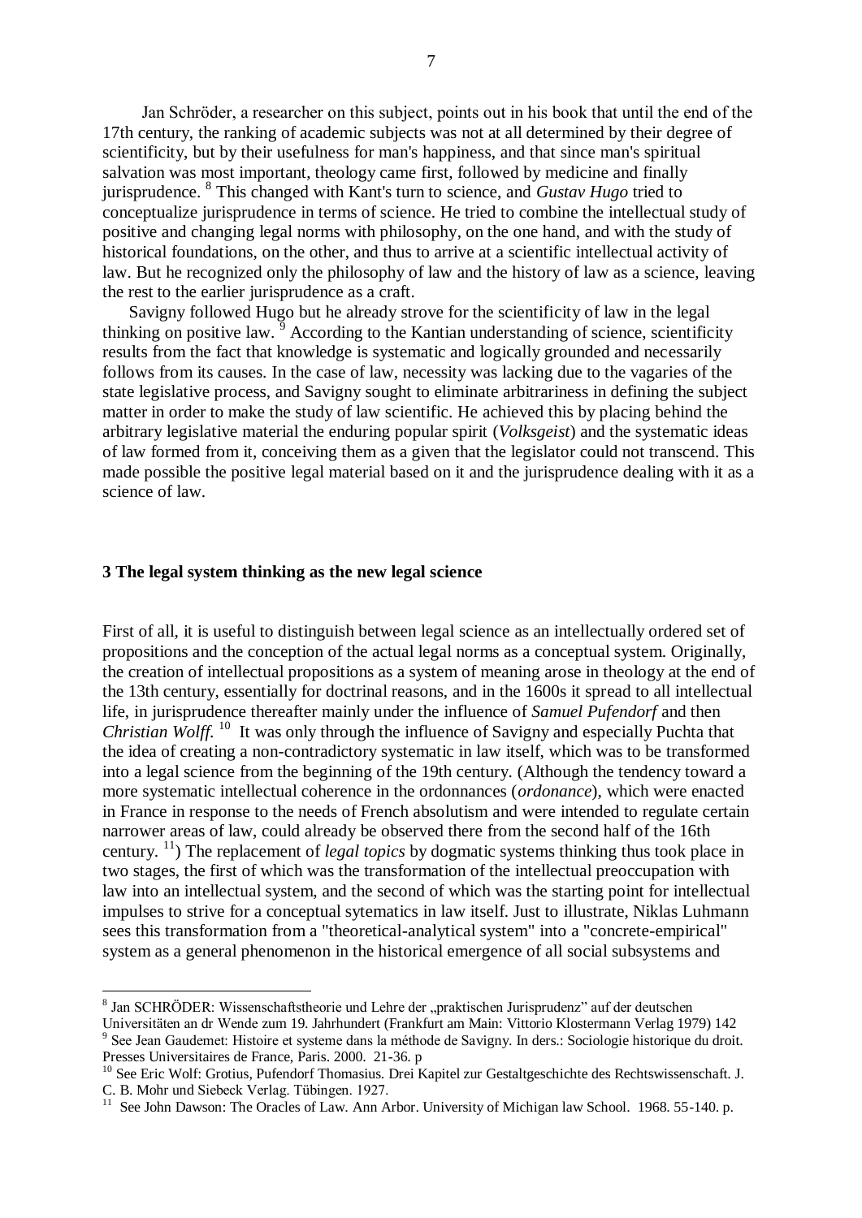Jan Schröder, a researcher on this subject, points out in his book that until the end of the 17th century, the ranking of academic subjects was not at all determined by their degree of scientificity, but by their usefulness for man's happiness, and that since man's spiritual salvation was most important, theology came first, followed by medicine and finally jurisprudence. [8] This changed with Kant's turn to science, and *Gustav Hugo* tried to conceptualize jurisprudence in terms of science. He tried to combine the intellectual study of positive and changing legal norms with philosophy, on the one hand, and with the study of historical foundations, on the other, and thus to arrive at a scientific intellectual activity of law. But he recognized only the philosophy of law and the history of law as a science, leaving the rest to the earlier jurisprudence as a craft.

Savigny followed Hugo but he already strove for the scientificity of law in the legal thinking on positive law. [9] According to the Kantian understanding of science, scientificity results from the fact that knowledge is systematic and logically grounded and necessarily follows from its causes. In the case of law, necessity was lacking due to the vagaries of the state legislative process, and Savigny sought to eliminate arbitrariness in defining the subject matter in order to make the study of law scientific. He achieved this by placing behind the arbitrary legislative material the enduring popular spirit (*Volksgeist*) and the systematic ideas of law formed from it, conceiving them as a given that the legislator could not transcend. This made possible the positive legal material based on it and the jurisprudence dealing with it as a science of law.

### 3 The legal system thinking as the new legal science

First of all, it is useful to distinguish between legal science as an intellectually ordered set of propositions and the conception of the actual legal norms as a conceptual system. Originally, the creation of intellectual propositions as a system of meaning arose in theology at the end of the 13th century, essentially for doctrinal reasons, and in the 1600s it spread to all intellectual life, in jurisprudence thereafter mainly under the influence of *Samuel Pufendorf* and then *Christian Wolff.* [10] It was only through the influence of Savigny and especially Puchta that the idea of creating a non-contradictory systematic in law itself, which was to be transformed into a legal science from the beginning of the 19th century. (Although the tendency toward a more systematic intellectual coherence in the ordonnances (*ordonance*), which were enacted in France in response to the needs of French absolutism and were intended to regulate certain narrower areas of law, could already be observed there from the second half of the 16th century. [11]) The replacement of *legal topics* by dogmatic systems thinking thus took place in two stages, the first of which was the transformation of the intellectual preoccupation with law into an intellectual system, and the second of which was the starting point for intellectual impulses to strive for a conceptual sytematics in law itself. Just to illustrate, Niklas Luhmann sees this transformation from a "theoretical-analytical system" into a "concrete-empirical" system as a general phenomenon in the historical emergence of all social subsystems and

---

[8] Jan SCHRÖDER: Wissenschaftstheorie und Lehre der „praktischen Jurisprudenz" auf der deutschen Universitäten an dr Wende zum 19. Jahrhundert (Frankfurt am Main: Vittorio Klostermann Verlag 1979) 142

[9] See Jean Gaudemet: Histoire et systeme dans la méthode de Savigny. In ders.: Sociologie historique du droit. Presses Universitaires de France, Paris. 2000. 21-36. p

[10] See Eric Wolf: Grotius, Pufendorf Thomasius. Drei Kapitel zur Gestaltgeschichte des Rechtswissenschaft. J. C. B. Mohr und Siebeck Verlag. Tübingen. 1927.

[11] See John Dawson: The Oracles of Law. Ann Arbor. University of Michigan law School. 1968. 55-140. p.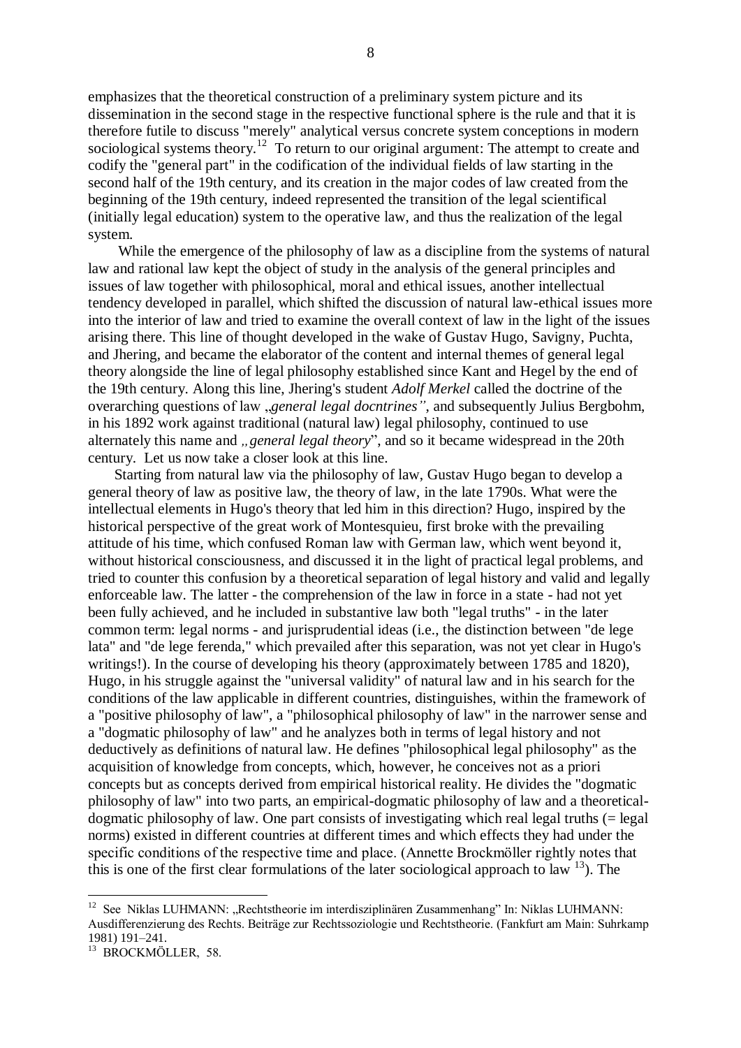emphasizes that the theoretical construction of a preliminary system picture and its dissemination in the second stage in the respective functional sphere is the rule and that it is therefore futile to discuss "merely" analytical versus concrete system conceptions in modern sociological systems theory.[12] To return to our original argument: The attempt to create and codify the "general part" in the codification of the individual fields of law starting in the second half of the 19th century, and its creation in the major codes of law created from the beginning of the 19th century, indeed represented the transition of the legal scientifical (initially legal education) system to the operative law, and thus the realization of the legal system.

While the emergence of the philosophy of law as a discipline from the systems of natural law and rational law kept the object of study in the analysis of the general principles and issues of law together with philosophical, moral and ethical issues, another intellectual tendency developed in parallel, which shifted the discussion of natural law-ethical issues more into the interior of law and tried to examine the overall context of law in the light of the issues arising there. This line of thought developed in the wake of Gustav Hugo, Savigny, Puchta, and Jhering, and became the elaborator of the content and internal themes of general legal theory alongside the line of legal philosophy established since Kant and Hegel by the end of the 19th century. Along this line, Jhering's student *Adolf Merkel* called the doctrine of the overarching questions of law „*general legal docntrines"*, and subsequently Julius Bergbohm, in his 1892 work against traditional (natural law) legal philosophy, continued to use alternately this name and *„general legal theory*", and so it became widespread in the 20th century. Let us now take a closer look at this line.

Starting from natural law via the philosophy of law, Gustav Hugo began to develop a general theory of law as positive law, the theory of law, in the late 1790s. What were the intellectual elements in Hugo's theory that led him in this direction? Hugo, inspired by the historical perspective of the great work of Montesquieu, first broke with the prevailing attitude of his time, which confused Roman law with German law, which went beyond it, without historical consciousness, and discussed it in the light of practical legal problems, and tried to counter this confusion by a theoretical separation of legal history and valid and legally enforceable law. The latter - the comprehension of the law in force in a state - had not yet been fully achieved, and he included in substantive law both "legal truths" - in the later common term: legal norms - and jurisprudential ideas (i.e., the distinction between "de lege lata" and "de lege ferenda," which prevailed after this separation, was not yet clear in Hugo's writings!). In the course of developing his theory (approximately between 1785 and 1820), Hugo, in his struggle against the "universal validity" of natural law and in his search for the conditions of the law applicable in different countries, distinguishes, within the framework of a "positive philosophy of law", a "philosophical philosophy of law" in the narrower sense and a "dogmatic philosophy of law" and he analyzes both in terms of legal history and not deductively as definitions of natural law. He defines "philosophical legal philosophy" as the acquisition of knowledge from concepts, which, however, he conceives not as a priori concepts but as concepts derived from empirical historical reality. He divides the "dogmatic philosophy of law" into two parts, an empirical-dogmatic philosophy of law and a theoretical-dogmatic philosophy of law. One part consists of investigating which real legal truths (= legal norms) existed in different countries at different times and which effects they had under the specific conditions of the respective time and place. (Annette Brockmöller rightly notes that this is one of the first clear formulations of the later sociological approach to law [13]). The

---

[12] See Niklas LUHMANN: „Rechtstheorie im interdisziplinären Zusammenhang" In: Niklas LUHMANN: Ausdifferenzierung des Rechts. Beiträge zur Rechtssoziologie und Rechtstheorie. (Fankfurt am Main: Suhrkamp 1981) 191–241.

[13] BROCKMÖLLER, 58.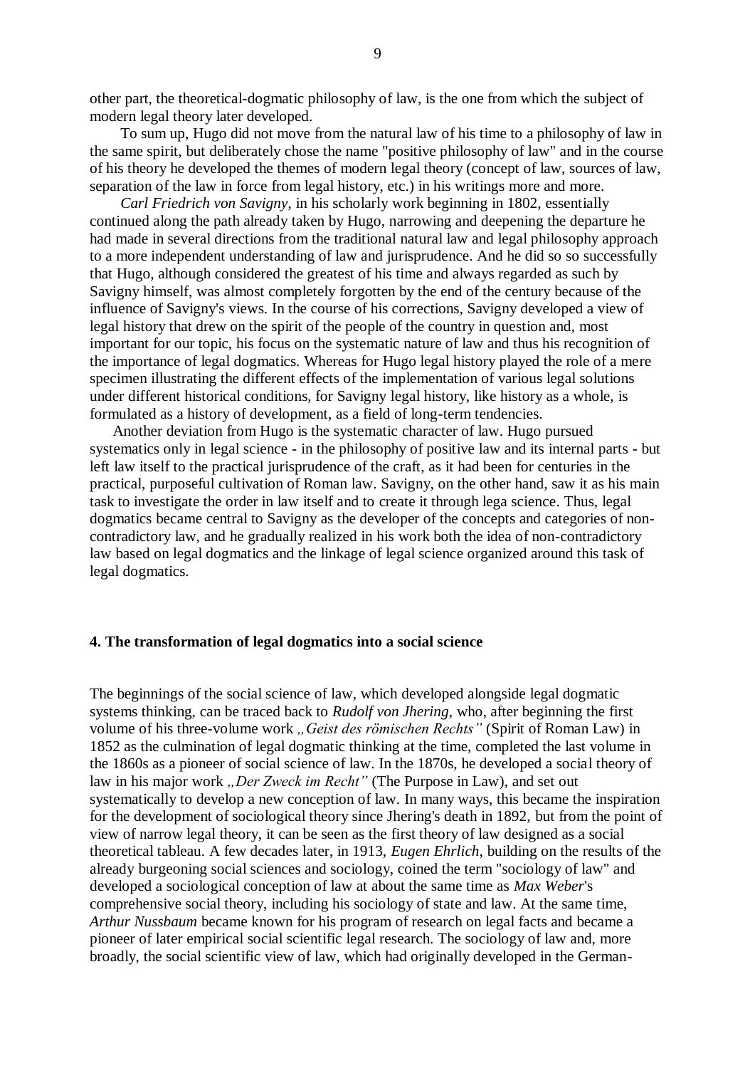other part, the theoretical-dogmatic philosophy of law, is the one from which the subject of modern legal theory later developed.

To sum up, Hugo did not move from the natural law of his time to a philosophy of law in the same spirit, but deliberately chose the name "positive philosophy of law" and in the course of his theory he developed the themes of modern legal theory (concept of law, sources of law, separation of the law in force from legal history, etc.) in his writings more and more.

*Carl Friedrich von Savigny*, in his scholarly work beginning in 1802, essentially continued along the path already taken by Hugo, narrowing and deepening the departure he had made in several directions from the traditional natural law and legal philosophy approach to a more independent understanding of law and jurisprudence. And he did so so successfully that Hugo, although considered the greatest of his time and always regarded as such by Savigny himself, was almost completely forgotten by the end of the century because of the influence of Savigny's views. In the course of his corrections, Savigny developed a view of legal history that drew on the spirit of the people of the country in question and, most important for our topic, his focus on the systematic nature of law and thus his recognition of the importance of legal dogmatics. Whereas for Hugo legal history played the role of a mere specimen illustrating the different effects of the implementation of various legal solutions under different historical conditions, for Savigny legal history, like history as a whole, is formulated as a history of development, as a field of long-term tendencies.

Another deviation from Hugo is the systematic character of law. Hugo pursued systematics only in legal science - in the philosophy of positive law and its internal parts - but left law itself to the practical jurisprudence of the craft, as it had been for centuries in the practical, purposeful cultivation of Roman law. Savigny, on the other hand, saw it as his main task to investigate the order in law itself and to create it through lega science. Thus, legal dogmatics became central to Savigny as the developer of the concepts and categories of non-contradictory law, and he gradually realized in his work both the idea of non-contradictory law based on legal dogmatics and the linkage of legal science organized around this task of legal dogmatics.

## 4. The transformation of legal dogmatics into a social science

The beginnings of the social science of law, which developed alongside legal dogmatic systems thinking, can be traced back to *Rudolf von Jhering*, who, after beginning the first volume of his three-volume work *„Geist des römischen Rechts"* (Spirit of Roman Law) in 1852 as the culmination of legal dogmatic thinking at the time, completed the last volume in the 1860s as a pioneer of social science of law. In the 1870s, he developed a social theory of law in his major work *„Der Zweck im Recht"* (The Purpose in Law), and set out systematically to develop a new conception of law. In many ways, this became the inspiration for the development of sociological theory since Jhering's death in 1892, but from the point of view of narrow legal theory, it can be seen as the first theory of law designed as a social theoretical tableau. A few decades later, in 1913, *Eugen Ehrlich*, building on the results of the already burgeoning social sciences and sociology, coined the term "sociology of law" and developed a sociological conception of law at about the same time as *Max Weber*'s comprehensive social theory, including his sociology of state and law. At the same time, *Arthur Nussbaum* became known for his program of research on legal facts and became a pioneer of later empirical social scientific legal research. The sociology of law and, more broadly, the social scientific view of law, which had originally developed in the German-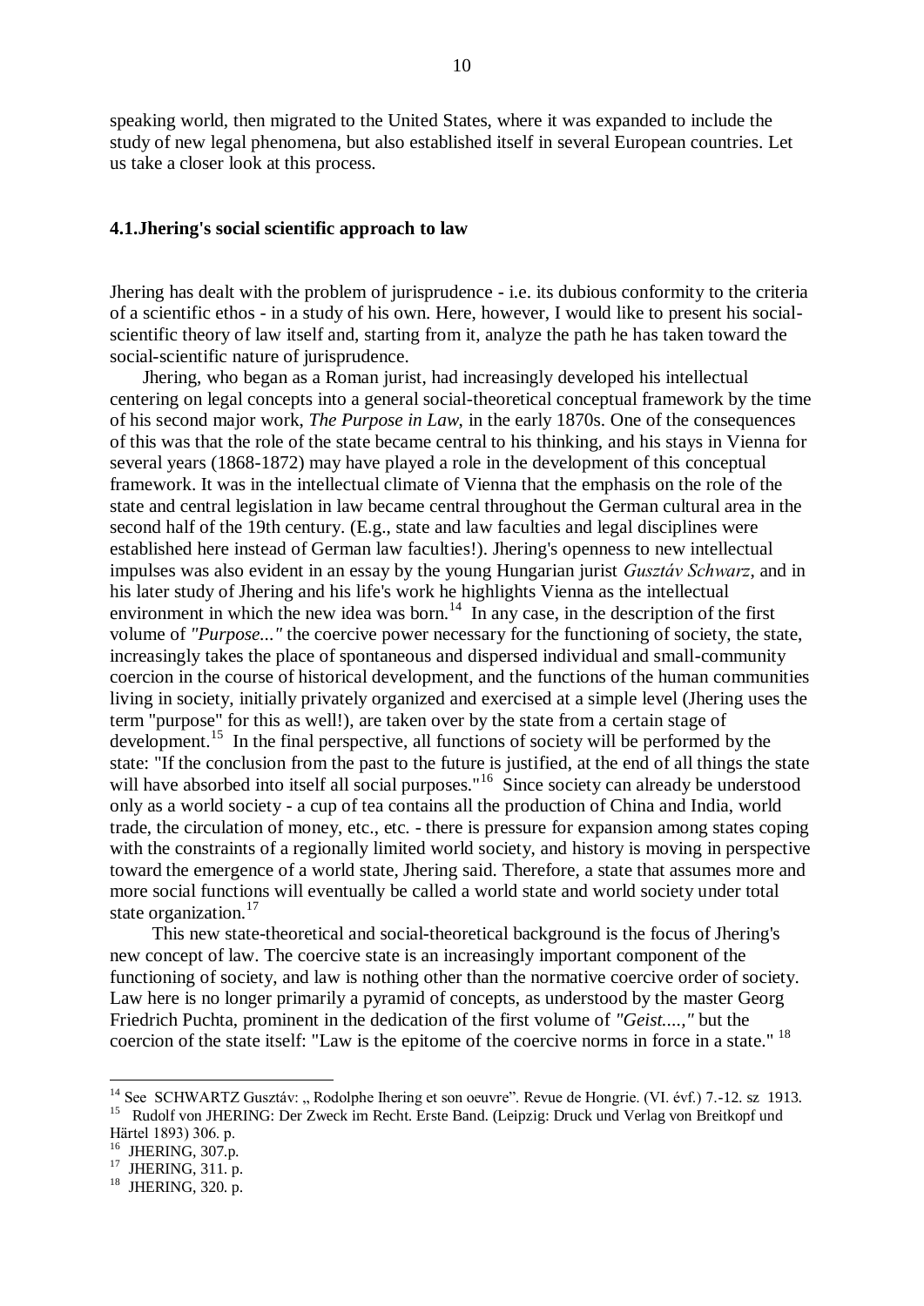speaking world, then migrated to the United States, where it was expanded to include the study of new legal phenomena, but also established itself in several European countries. Let us take a closer look at this process.

### 4.1.Jhering's social scientific approach to law

Jhering has dealt with the problem of jurisprudence - i.e. its dubious conformity to the criteria of a scientific ethos - in a study of his own. Here, however, I would like to present his social-scientific theory of law itself and, starting from it, analyze the path he has taken toward the social-scientific nature of jurisprudence.

Jhering, who began as a Roman jurist, had increasingly developed his intellectual centering on legal concepts into a general social-theoretical conceptual framework by the time of his second major work, *The Purpose in Law*, in the early 1870s. One of the consequences of this was that the role of the state became central to his thinking, and his stays in Vienna for several years (1868-1872) may have played a role in the development of this conceptual framework. It was in the intellectual climate of Vienna that the emphasis on the role of the state and central legislation in law became central throughout the German cultural area in the second half of the 19th century. (E.g., state and law faculties and legal disciplines were established here instead of German law faculties!). Jhering's openness to new intellectual impulses was also evident in an essay by the young Hungarian jurist *Gusztáv Schwarz*, and in his later study of Jhering and his life's work he highlights Vienna as the intellectual environment in which the new idea was born.[14] In any case, in the description of the first volume of *"Purpose..."* the coercive power necessary for the functioning of society, the state, increasingly takes the place of spontaneous and dispersed individual and small-community coercion in the course of historical development, and the functions of the human communities living in society, initially privately organized and exercised at a simple level (Jhering uses the term "purpose" for this as well!), are taken over by the state from a certain stage of development.[15] In the final perspective, all functions of society will be performed by the state: "If the conclusion from the past to the future is justified, at the end of all things the state will have absorbed into itself all social purposes."[16] Since society can already be understood only as a world society - a cup of tea contains all the production of China and India, world trade, the circulation of money, etc., etc. - there is pressure for expansion among states coping with the constraints of a regionally limited world society, and history is moving in perspective toward the emergence of a world state, Jhering said. Therefore, a state that assumes more and more social functions will eventually be called a world state and world society under total state organization.[17]

This new state-theoretical and social-theoretical background is the focus of Jhering's new concept of law. The coercive state is an increasingly important component of the functioning of society, and law is nothing other than the normative coercive order of society. Law here is no longer primarily a pyramid of concepts, as understood by the master Georg Friedrich Puchta, prominent in the dedication of the first volume of *"Geist....,"* but the coercion of the state itself: "Law is the epitome of the coercive norms in force in a state." [18]

---

[14] See SCHWARTZ Gusztáv: „ Rodolphe Ihering et son oeuvre". Revue de Hongrie. (VI. évf.) 7.-12. sz 1913.

[15] Rudolf von JHERING: Der Zweck im Recht. Erste Band. (Leipzig: Druck und Verlag von Breitkopf und Härtel 1893) 306. p.

[16] JHERING, 307.p.

[17] JHERING, 311. p.

[18] JHERING, 320. p.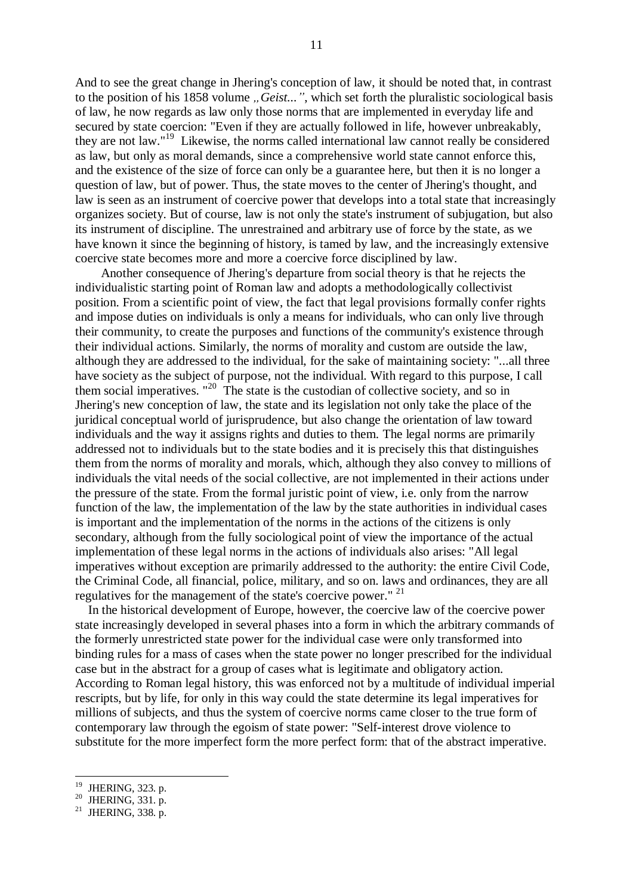And to see the great change in Jhering's conception of law, it should be noted that, in contrast to the position of his 1858 volume *„Geist...",* which set forth the pluralistic sociological basis of law, he now regards as law only those norms that are implemented in everyday life and secured by state coercion: "Even if they are actually followed in life, however unbreakably, they are not law."[19] Likewise, the norms called international law cannot really be considered as law, but only as moral demands, since a comprehensive world state cannot enforce this, and the existence of the size of force can only be a guarantee here, but then it is no longer a question of law, but of power. Thus, the state moves to the center of Jhering's thought, and law is seen as an instrument of coercive power that develops into a total state that increasingly organizes society. But of course, law is not only the state's instrument of subjugation, but also its instrument of discipline. The unrestrained and arbitrary use of force by the state, as we have known it since the beginning of history, is tamed by law, and the increasingly extensive coercive state becomes more and more a coercive force disciplined by law.

Another consequence of Jhering's departure from social theory is that he rejects the individualistic starting point of Roman law and adopts a methodologically collectivist position. From a scientific point of view, the fact that legal provisions formally confer rights and impose duties on individuals is only a means for individuals, who can only live through their community, to create the purposes and functions of the community's existence through their individual actions. Similarly, the norms of morality and custom are outside the law, although they are addressed to the individual, for the sake of maintaining society: "...all three have society as the subject of purpose, not the individual. With regard to this purpose, I call them social imperatives. "[20] The state is the custodian of collective society, and so in Jhering's new conception of law, the state and its legislation not only take the place of the juridical conceptual world of jurisprudence, but also change the orientation of law toward individuals and the way it assigns rights and duties to them. The legal norms are primarily addressed not to individuals but to the state bodies and it is precisely this that distinguishes them from the norms of morality and morals, which, although they also convey to millions of individuals the vital needs of the social collective, are not implemented in their actions under the pressure of the state. From the formal juristic point of view, i.e. only from the narrow function of the law, the implementation of the law by the state authorities in individual cases is important and the implementation of the norms in the actions of the citizens is only secondary, although from the fully sociological point of view the importance of the actual implementation of these legal norms in the actions of individuals also arises: "All legal imperatives without exception are primarily addressed to the authority: the entire Civil Code, the Criminal Code, all financial, police, military, and so on. laws and ordinances, they are all regulatives for the management of the state's coercive power." [21]

In the historical development of Europe, however, the coercive law of the coercive power state increasingly developed in several phases into a form in which the arbitrary commands of the formerly unrestricted state power for the individual case were only transformed into binding rules for a mass of cases when the state power no longer prescribed for the individual case but in the abstract for a group of cases what is legitimate and obligatory action. According to Roman legal history, this was enforced not by a multitude of individual imperial rescripts, but by life, for only in this way could the state determine its legal imperatives for millions of subjects, and thus the system of coercive norms came closer to the true form of contemporary law through the egoism of state power: "Self-interest drove violence to substitute for the more imperfect form the more perfect form: that of the abstract imperative.

[19] JHERING, 323. p.

[20] JHERING, 331. p.

[21] JHERING, 338. p.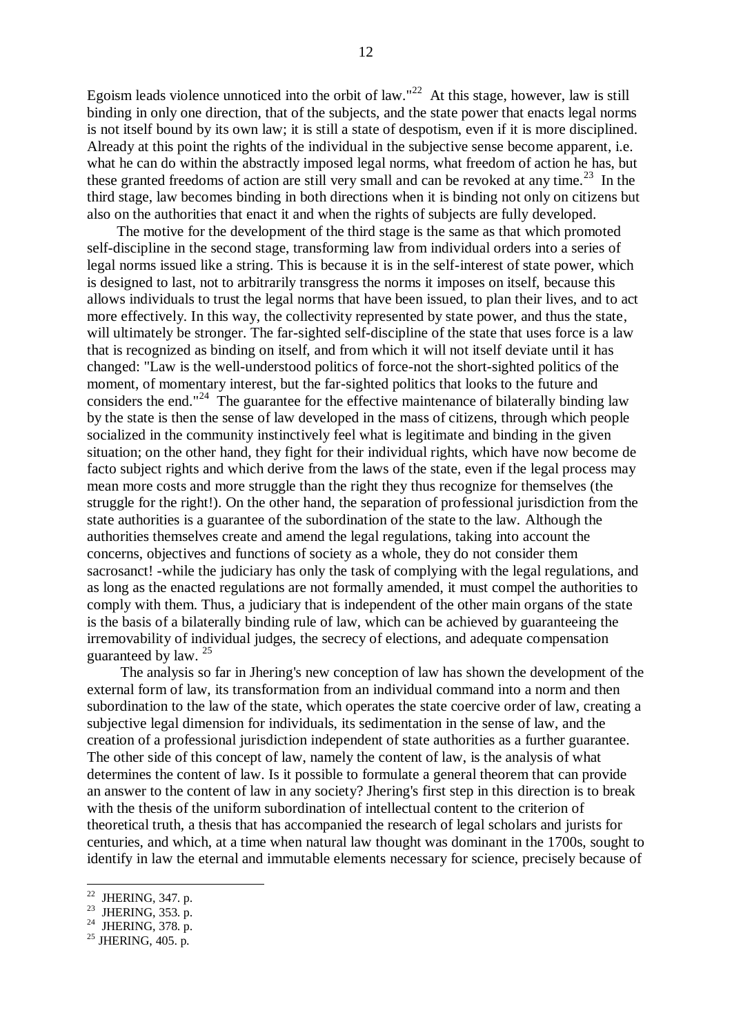Egoism leads violence unnoticed into the orbit of law."[22] At this stage, however, law is still binding in only one direction, that of the subjects, and the state power that enacts legal norms is not itself bound by its own law; it is still a state of despotism, even if it is more disciplined. Already at this point the rights of the individual in the subjective sense become apparent, i.e. what he can do within the abstractly imposed legal norms, what freedom of action he has, but these granted freedoms of action are still very small and can be revoked at any time.[23] In the third stage, law becomes binding in both directions when it is binding not only on citizens but also on the authorities that enact it and when the rights of subjects are fully developed.

The motive for the development of the third stage is the same as that which promoted self-discipline in the second stage, transforming law from individual orders into a series of legal norms issued like a string. This is because it is in the self-interest of state power, which is designed to last, not to arbitrarily transgress the norms it imposes on itself, because this allows individuals to trust the legal norms that have been issued, to plan their lives, and to act more effectively. In this way, the collectivity represented by state power, and thus the state, will ultimately be stronger. The far-sighted self-discipline of the state that uses force is a law that is recognized as binding on itself, and from which it will not itself deviate until it has changed: "Law is the well-understood politics of force-not the short-sighted politics of the moment, of momentary interest, but the far-sighted politics that looks to the future and considers the end."[24] The guarantee for the effective maintenance of bilaterally binding law by the state is then the sense of law developed in the mass of citizens, through which people socialized in the community instinctively feel what is legitimate and binding in the given situation; on the other hand, they fight for their individual rights, which have now become de facto subject rights and which derive from the laws of the state, even if the legal process may mean more costs and more struggle than the right they thus recognize for themselves (the struggle for the right!). On the other hand, the separation of professional jurisdiction from the state authorities is a guarantee of the subordination of the state to the law. Although the authorities themselves create and amend the legal regulations, taking into account the concerns, objectives and functions of society as a whole, they do not consider them sacrosanct! -while the judiciary has only the task of complying with the legal regulations, and as long as the enacted regulations are not formally amended, it must compel the authorities to comply with them. Thus, a judiciary that is independent of the other main organs of the state is the basis of a bilaterally binding rule of law, which can be achieved by guaranteeing the irremovability of individual judges, the secrecy of elections, and adequate compensation guaranteed by law. [25]

The analysis so far in Jhering's new conception of law has shown the development of the external form of law, its transformation from an individual command into a norm and then subordination to the law of the state, which operates the state coercive order of law, creating a subjective legal dimension for individuals, its sedimentation in the sense of law, and the creation of a professional jurisdiction independent of state authorities as a further guarantee. The other side of this concept of law, namely the content of law, is the analysis of what determines the content of law. Is it possible to formulate a general theorem that can provide an answer to the content of law in any society? Jhering's first step in this direction is to break with the thesis of the uniform subordination of intellectual content to the criterion of theoretical truth, a thesis that has accompanied the research of legal scholars and jurists for centuries, and which, at a time when natural law thought was dominant in the 1700s, sought to identify in law the eternal and immutable elements necessary for science, precisely because of

---

[22] JHERING, 347. p.

[23] JHERING, 353. p.

[24] JHERING, 378. p.

[25] JHERING, 405. p.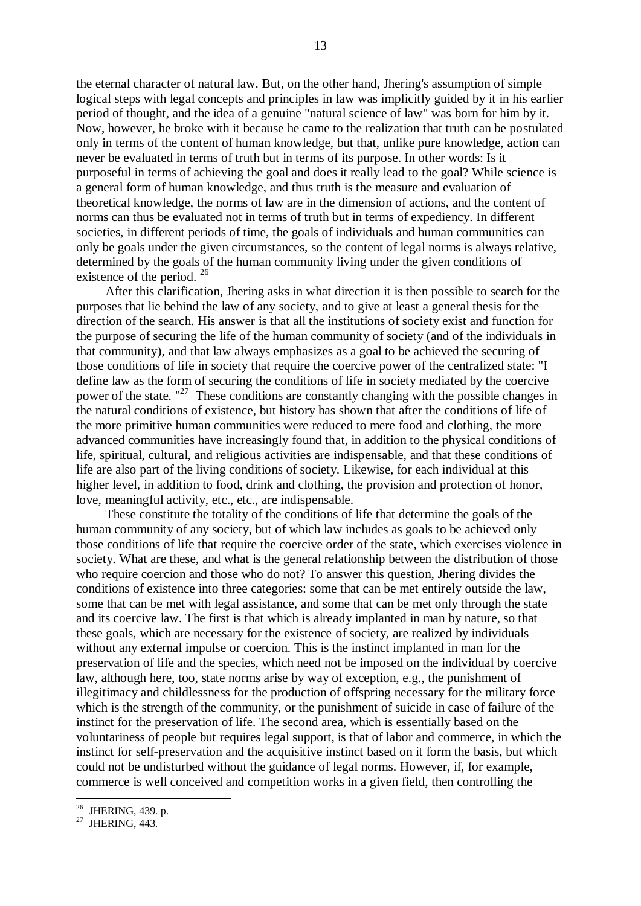the eternal character of natural law. But, on the other hand, Jhering's assumption of simple logical steps with legal concepts and principles in law was implicitly guided by it in his earlier period of thought, and the idea of a genuine "natural science of law" was born for him by it. Now, however, he broke with it because he came to the realization that truth can be postulated only in terms of the content of human knowledge, but that, unlike pure knowledge, action can never be evaluated in terms of truth but in terms of its purpose. In other words: Is it purposeful in terms of achieving the goal and does it really lead to the goal? While science is a general form of human knowledge, and thus truth is the measure and evaluation of theoretical knowledge, the norms of law are in the dimension of actions, and the content of norms can thus be evaluated not in terms of truth but in terms of expediency. In different societies, in different periods of time, the goals of individuals and human communities can only be goals under the given circumstances, so the content of legal norms is always relative, determined by the goals of the human community living under the given conditions of existence of the period. [26]

After this clarification, Jhering asks in what direction it is then possible to search for the purposes that lie behind the law of any society, and to give at least a general thesis for the direction of the search. His answer is that all the institutions of society exist and function for the purpose of securing the life of the human community of society (and of the individuals in that community), and that law always emphasizes as a goal to be achieved the securing of those conditions of life in society that require the coercive power of the centralized state: "I define law as the form of securing the conditions of life in society mediated by the coercive power of the state. "[27] These conditions are constantly changing with the possible changes in the natural conditions of existence, but history has shown that after the conditions of life of the more primitive human communities were reduced to mere food and clothing, the more advanced communities have increasingly found that, in addition to the physical conditions of life, spiritual, cultural, and religious activities are indispensable, and that these conditions of life are also part of the living conditions of society. Likewise, for each individual at this higher level, in addition to food, drink and clothing, the provision and protection of honor, love, meaningful activity, etc., etc., are indispensable.

These constitute the totality of the conditions of life that determine the goals of the human community of any society, but of which law includes as goals to be achieved only those conditions of life that require the coercive order of the state, which exercises violence in society. What are these, and what is the general relationship between the distribution of those who require coercion and those who do not? To answer this question, Jhering divides the conditions of existence into three categories: some that can be met entirely outside the law, some that can be met with legal assistance, and some that can be met only through the state and its coercive law. The first is that which is already implanted in man by nature, so that these goals, which are necessary for the existence of society, are realized by individuals without any external impulse or coercion. This is the instinct implanted in man for the preservation of life and the species, which need not be imposed on the individual by coercive law, although here, too, state norms arise by way of exception, e.g., the punishment of illegitimacy and childlessness for the production of offspring necessary for the military force which is the strength of the community, or the punishment of suicide in case of failure of the instinct for the preservation of life. The second area, which is essentially based on the voluntariness of people but requires legal support, is that of labor and commerce, in which the instinct for self-preservation and the acquisitive instinct based on it form the basis, but which could not be undisturbed without the guidance of legal norms. However, if, for example, commerce is well conceived and competition works in a given field, then controlling the

---

[26] JHERING, 439. p.

[27] JHERING, 443.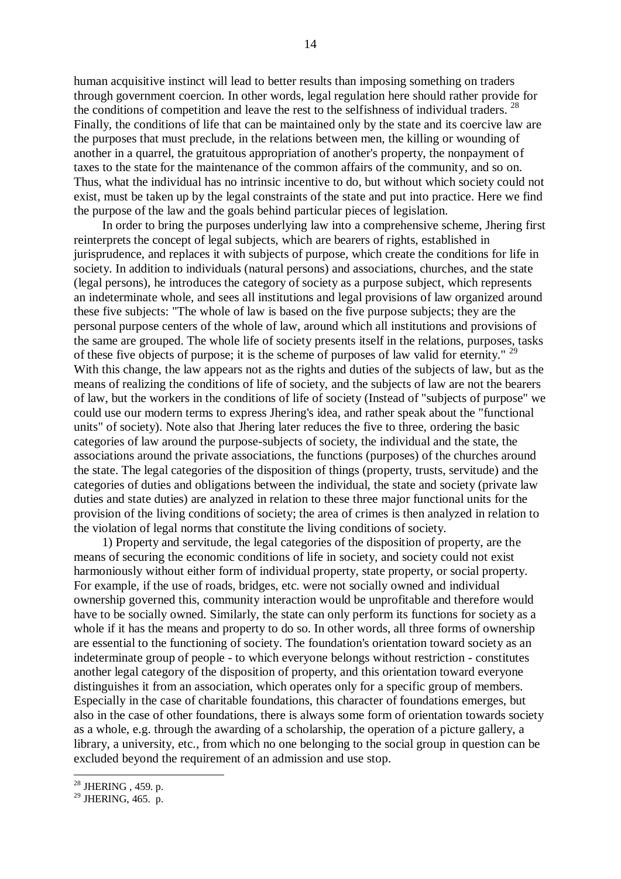human acquisitive instinct will lead to better results than imposing something on traders through government coercion. In other words, legal regulation here should rather provide for the conditions of competition and leave the rest to the selfishness of individual traders. [28] Finally, the conditions of life that can be maintained only by the state and its coercive law are the purposes that must preclude, in the relations between men, the killing or wounding of another in a quarrel, the gratuitous appropriation of another's property, the nonpayment of taxes to the state for the maintenance of the common affairs of the community, and so on. Thus, what the individual has no intrinsic incentive to do, but without which society could not exist, must be taken up by the legal constraints of the state and put into practice. Here we find the purpose of the law and the goals behind particular pieces of legislation.

In order to bring the purposes underlying law into a comprehensive scheme, Jhering first reinterprets the concept of legal subjects, which are bearers of rights, established in jurisprudence, and replaces it with subjects of purpose, which create the conditions for life in society. In addition to individuals (natural persons) and associations, churches, and the state (legal persons), he introduces the category of society as a purpose subject, which represents an indeterminate whole, and sees all institutions and legal provisions of law organized around these five subjects: "The whole of law is based on the five purpose subjects; they are the personal purpose centers of the whole of law, around which all institutions and provisions of the same are grouped. The whole life of society presents itself in the relations, purposes, tasks of these five objects of purpose; it is the scheme of purposes of law valid for eternity." [29] With this change, the law appears not as the rights and duties of the subjects of law, but as the means of realizing the conditions of life of society, and the subjects of law are not the bearers of law, but the workers in the conditions of life of society (Instead of "subjects of purpose" we could use our modern terms to express Jhering's idea, and rather speak about the "functional units" of society). Note also that Jhering later reduces the five to three, ordering the basic categories of law around the purpose-subjects of society, the individual and the state, the associations around the private associations, the functions (purposes) of the churches around the state. The legal categories of the disposition of things (property, trusts, servitude) and the categories of duties and obligations between the individual, the state and society (private law duties and state duties) are analyzed in relation to these three major functional units for the provision of the living conditions of society; the area of crimes is then analyzed in relation to the violation of legal norms that constitute the living conditions of society.

1) Property and servitude, the legal categories of the disposition of property, are the means of securing the economic conditions of life in society, and society could not exist harmoniously without either form of individual property, state property, or social property. For example, if the use of roads, bridges, etc. were not socially owned and individual ownership governed this, community interaction would be unprofitable and therefore would have to be socially owned. Similarly, the state can only perform its functions for society as a whole if it has the means and property to do so. In other words, all three forms of ownership are essential to the functioning of society. The foundation's orientation toward society as an indeterminate group of people - to which everyone belongs without restriction - constitutes another legal category of the disposition of property, and this orientation toward everyone distinguishes it from an association, which operates only for a specific group of members. Especially in the case of charitable foundations, this character of foundations emerges, but also in the case of other foundations, there is always some form of orientation towards society as a whole, e.g. through the awarding of a scholarship, the operation of a picture gallery, a library, a university, etc., from which no one belonging to the social group in question can be excluded beyond the requirement of an admission and use stop.

[28] JHERING , 459. p.

[29] JHERING, 465. p.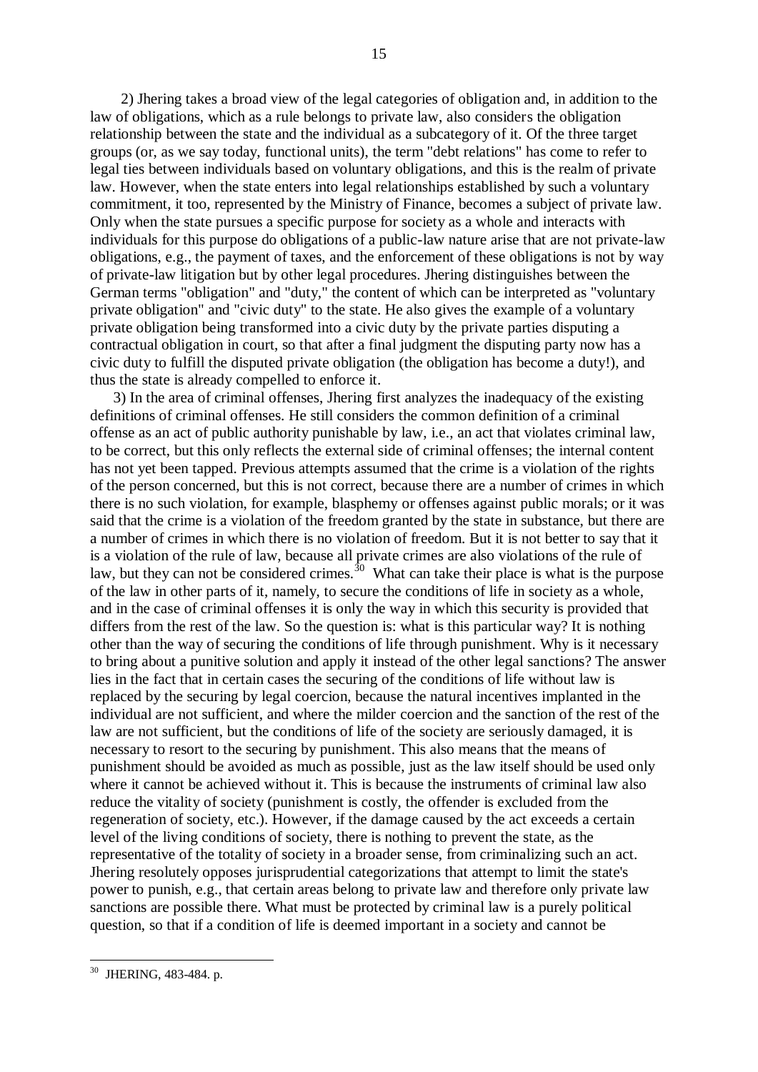2) Jhering takes a broad view of the legal categories of obligation and, in addition to the law of obligations, which as a rule belongs to private law, also considers the obligation relationship between the state and the individual as a subcategory of it. Of the three target groups (or, as we say today, functional units), the term "debt relations" has come to refer to legal ties between individuals based on voluntary obligations, and this is the realm of private law. However, when the state enters into legal relationships established by such a voluntary commitment, it too, represented by the Ministry of Finance, becomes a subject of private law. Only when the state pursues a specific purpose for society as a whole and interacts with individuals for this purpose do obligations of a public-law nature arise that are not private-law obligations, e.g., the payment of taxes, and the enforcement of these obligations is not by way of private-law litigation but by other legal procedures. Jhering distinguishes between the German terms "obligation" and "duty," the content of which can be interpreted as "voluntary private obligation" and "civic duty" to the state. He also gives the example of a voluntary private obligation being transformed into a civic duty by the private parties disputing a contractual obligation in court, so that after a final judgment the disputing party now has a civic duty to fulfill the disputed private obligation (the obligation has become a duty!), and thus the state is already compelled to enforce it.

3) In the area of criminal offenses, Jhering first analyzes the inadequacy of the existing definitions of criminal offenses. He still considers the common definition of a criminal offense as an act of public authority punishable by law, i.e., an act that violates criminal law, to be correct, but this only reflects the external side of criminal offenses; the internal content has not yet been tapped. Previous attempts assumed that the crime is a violation of the rights of the person concerned, but this is not correct, because there are a number of crimes in which there is no such violation, for example, blasphemy or offenses against public morals; or it was said that the crime is a violation of the freedom granted by the state in substance, but there are a number of crimes in which there is no violation of freedom. But it is not better to say that it is a violation of the rule of law, because all private crimes are also violations of the rule of law, but they can not be considered crimes.[30] What can take their place is what is the purpose of the law in other parts of it, namely, to secure the conditions of life in society as a whole, and in the case of criminal offenses it is only the way in which this security is provided that differs from the rest of the law. So the question is: what is this particular way? It is nothing other than the way of securing the conditions of life through punishment. Why is it necessary to bring about a punitive solution and apply it instead of the other legal sanctions? The answer lies in the fact that in certain cases the securing of the conditions of life without law is replaced by the securing by legal coercion, because the natural incentives implanted in the individual are not sufficient, and where the milder coercion and the sanction of the rest of the law are not sufficient, but the conditions of life of the society are seriously damaged, it is necessary to resort to the securing by punishment. This also means that the means of punishment should be avoided as much as possible, just as the law itself should be used only where it cannot be achieved without it. This is because the instruments of criminal law also reduce the vitality of society (punishment is costly, the offender is excluded from the regeneration of society, etc.). However, if the damage caused by the act exceeds a certain level of the living conditions of society, there is nothing to prevent the state, as the representative of the totality of society in a broader sense, from criminalizing such an act. Jhering resolutely opposes jurisprudential categorizations that attempt to limit the state's power to punish, e.g., that certain areas belong to private law and therefore only private law sanctions are possible there. What must be protected by criminal law is a purely political question, so that if a condition of life is deemed important in a society and cannot be

---

[30] JHERING, 483-484. p.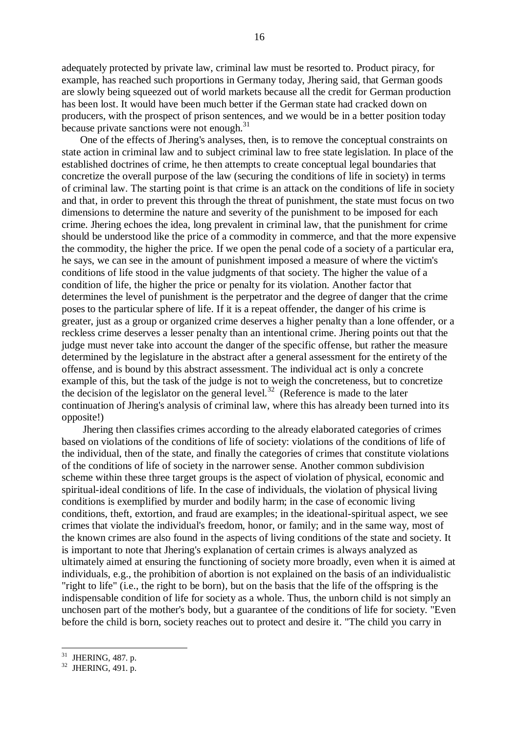adequately protected by private law, criminal law must be resorted to. Product piracy, for example, has reached such proportions in Germany today, Jhering said, that German goods are slowly being squeezed out of world markets because all the credit for German production has been lost. It would have been much better if the German state had cracked down on producers, with the prospect of prison sentences, and we would be in a better position today because private sanctions were not enough.[31]

One of the effects of Jhering's analyses, then, is to remove the conceptual constraints on state action in criminal law and to subject criminal law to free state legislation. In place of the established doctrines of crime, he then attempts to create conceptual legal boundaries that concretize the overall purpose of the law (securing the conditions of life in society) in terms of criminal law. The starting point is that crime is an attack on the conditions of life in society and that, in order to prevent this through the threat of punishment, the state must focus on two dimensions to determine the nature and severity of the punishment to be imposed for each crime. Jhering echoes the idea, long prevalent in criminal law, that the punishment for crime should be understood like the price of a commodity in commerce, and that the more expensive the commodity, the higher the price. If we open the penal code of a society of a particular era, he says, we can see in the amount of punishment imposed a measure of where the victim's conditions of life stood in the value judgments of that society. The higher the value of a condition of life, the higher the price or penalty for its violation. Another factor that determines the level of punishment is the perpetrator and the degree of danger that the crime poses to the particular sphere of life. If it is a repeat offender, the danger of his crime is greater, just as a group or organized crime deserves a higher penalty than a lone offender, or a reckless crime deserves a lesser penalty than an intentional crime. Jhering points out that the judge must never take into account the danger of the specific offense, but rather the measure determined by the legislature in the abstract after a general assessment for the entirety of the offense, and is bound by this abstract assessment. The individual act is only a concrete example of this, but the task of the judge is not to weigh the concreteness, but to concretize the decision of the legislator on the general level.[32] (Reference is made to the later continuation of Jhering's analysis of criminal law, where this has already been turned into its opposite!)

Jhering then classifies crimes according to the already elaborated categories of crimes based on violations of the conditions of life of society: violations of the conditions of life of the individual, then of the state, and finally the categories of crimes that constitute violations of the conditions of life of society in the narrower sense. Another common subdivision scheme within these three target groups is the aspect of violation of physical, economic and spiritual-ideal conditions of life. In the case of individuals, the violation of physical living conditions is exemplified by murder and bodily harm; in the case of economic living conditions, theft, extortion, and fraud are examples; in the ideational-spiritual aspect, we see crimes that violate the individual's freedom, honor, or family; and in the same way, most of the known crimes are also found in the aspects of living conditions of the state and society. It is important to note that Jhering's explanation of certain crimes is always analyzed as ultimately aimed at ensuring the functioning of society more broadly, even when it is aimed at individuals, e.g., the prohibition of abortion is not explained on the basis of an individualistic "right to life" (i.e., the right to be born), but on the basis that the life of the offspring is the indispensable condition of life for society as a whole. Thus, the unborn child is not simply an unchosen part of the mother's body, but a guarantee of the conditions of life for society. "Even before the child is born, society reaches out to protect and desire it. "The child you carry in

---

[31] JHERING, 487. p.

[32] JHERING, 491. p.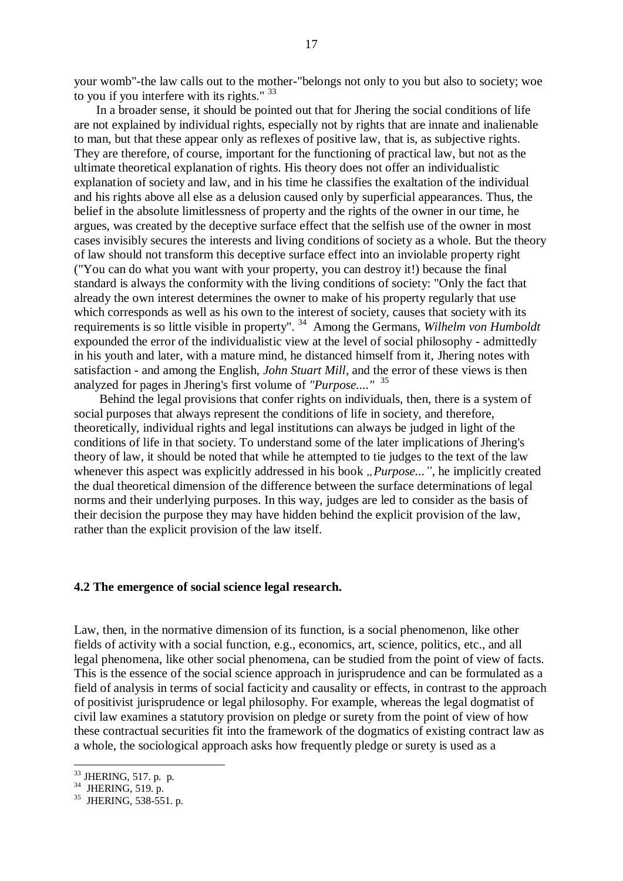your womb"-the law calls out to the mother-"belongs not only to you but also to society; woe to you if you interfere with its rights." [33]

In a broader sense, it should be pointed out that for Jhering the social conditions of life are not explained by individual rights, especially not by rights that are innate and inalienable to man, but that these appear only as reflexes of positive law, that is, as subjective rights. They are therefore, of course, important for the functioning of practical law, but not as the ultimate theoretical explanation of rights. His theory does not offer an individualistic explanation of society and law, and in his time he classifies the exaltation of the individual and his rights above all else as a delusion caused only by superficial appearances. Thus, the belief in the absolute limitlessness of property and the rights of the owner in our time, he argues, was created by the deceptive surface effect that the selfish use of the owner in most cases invisibly secures the interests and living conditions of society as a whole. But the theory of law should not transform this deceptive surface effect into an inviolable property right ("You can do what you want with your property, you can destroy it!) because the final standard is always the conformity with the living conditions of society: "Only the fact that already the own interest determines the owner to make of his property regularly that use which corresponds as well as his own to the interest of society, causes that society with its requirements is so little visible in property". [34] Among the Germans, *Wilhelm von Humboldt* expounded the error of the individualistic view at the level of social philosophy - admittedly in his youth and later, with a mature mind, he distanced himself from it, Jhering notes with satisfaction - and among the English, *John Stuart Mill*, and the error of these views is then analyzed for pages in Jhering's first volume of *"Purpose...."* [35]

Behind the legal provisions that confer rights on individuals, then, there is a system of social purposes that always represent the conditions of life in society, and therefore, theoretically, individual rights and legal institutions can always be judged in light of the conditions of life in that society. To understand some of the later implications of Jhering's theory of law, it should be noted that while he attempted to tie judges to the text of the law whenever this aspect was explicitly addressed in his book *„Purpose...”*, he implicitly created the dual theoretical dimension of the difference between the surface determinations of legal norms and their underlying purposes. In this way, judges are led to consider as the basis of their decision the purpose they may have hidden behind the explicit provision of the law, rather than the explicit provision of the law itself.

### 4.2 The emergence of social science legal research.

Law, then, in the normative dimension of its function, is a social phenomenon, like other fields of activity with a social function, e.g., economics, art, science, politics, etc., and all legal phenomena, like other social phenomena, can be studied from the point of view of facts. This is the essence of the social science approach in jurisprudence and can be formulated as a field of analysis in terms of social facticity and causality or effects, in contrast to the approach of positivist jurisprudence or legal philosophy. For example, whereas the legal dogmatist of civil law examines a statutory provision on pledge or surety from the point of view of how these contractual securities fit into the framework of the dogmatics of existing contract law as a whole, the sociological approach asks how frequently pledge or surety is used as a

---

[33] JHERING, 517. p. p.

[34] JHERING, 519. p.

[35] JHERING, 538-551. p.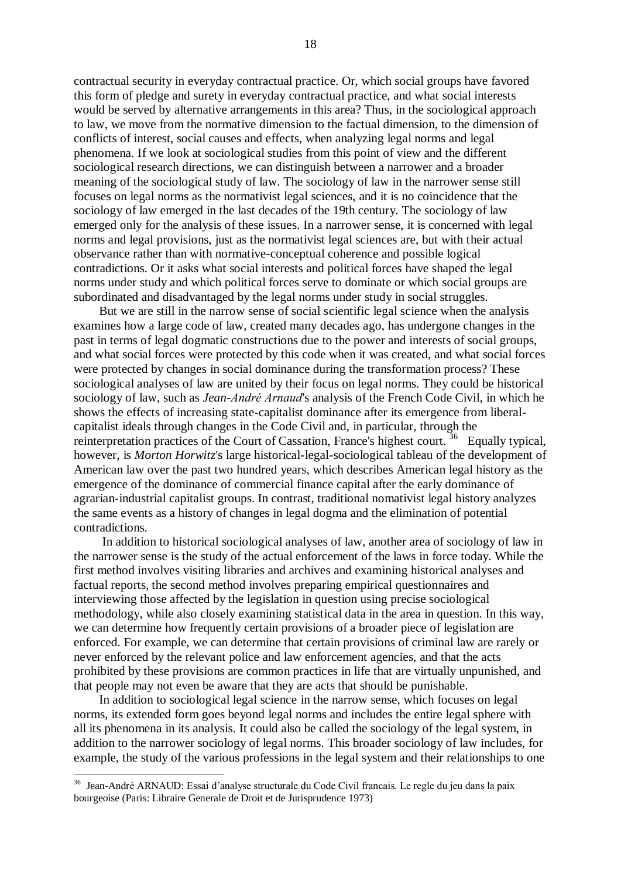contractual security in everyday contractual practice. Or, which social groups have favored this form of pledge and surety in everyday contractual practice, and what social interests would be served by alternative arrangements in this area? Thus, in the sociological approach to law, we move from the normative dimension to the factual dimension, to the dimension of conflicts of interest, social causes and effects, when analyzing legal norms and legal phenomena. If we look at sociological studies from this point of view and the different sociological research directions, we can distinguish between a narrower and a broader meaning of the sociological study of law. The sociology of law in the narrower sense still focuses on legal norms as the normativist legal sciences, and it is no coincidence that the sociology of law emerged in the last decades of the 19th century. The sociology of law emerged only for the analysis of these issues. In a narrower sense, it is concerned with legal norms and legal provisions, just as the normativist legal sciences are, but with their actual observance rather than with normative-conceptual coherence and possible logical contradictions. Or it asks what social interests and political forces have shaped the legal norms under study and which political forces serve to dominate or which social groups are subordinated and disadvantaged by the legal norms under study in social struggles.

But we are still in the narrow sense of social scientific legal science when the analysis examines how a large code of law, created many decades ago, has undergone changes in the past in terms of legal dogmatic constructions due to the power and interests of social groups, and what social forces were protected by this code when it was created, and what social forces were protected by changes in social dominance during the transformation process? These sociological analyses of law are united by their focus on legal norms. They could be historical sociology of law, such as *Jean-André Arnaud*'s analysis of the French Code Civil, in which he shows the effects of increasing state-capitalist dominance after its emergence from liberal-capitalist ideals through changes in the Code Civil and, in particular, through the reinterpretation practices of the Court of Cassation, France's highest court. [36] Equally typical, however, is *Morton Horwitz*'s large historical-legal-sociological tableau of the development of American law over the past two hundred years, which describes American legal history as the emergence of the dominance of commercial finance capital after the early dominance of agrarian-industrial capitalist groups. In contrast, traditional nomativist legal history analyzes the same events as a history of changes in legal dogma and the elimination of potential contradictions.

In addition to historical sociological analyses of law, another area of sociology of law in the narrower sense is the study of the actual enforcement of the laws in force today. While the first method involves visiting libraries and archives and examining historical analyses and factual reports, the second method involves preparing empirical questionnaires and interviewing those affected by the legislation in question using precise sociological methodology, while also closely examining statistical data in the area in question. In this way, we can determine how frequently certain provisions of a broader piece of legislation are enforced. For example, we can determine that certain provisions of criminal law are rarely or never enforced by the relevant police and law enforcement agencies, and that the acts prohibited by these provisions are common practices in life that are virtually unpunished, and that people may not even be aware that they are acts that should be punishable.

In addition to sociological legal science in the narrow sense, which focuses on legal norms, its extended form goes beyond legal norms and includes the entire legal sphere with all its phenomena in its analysis. It could also be called the sociology of the legal system, in addition to the narrower sociology of legal norms. This broader sociology of law includes, for example, the study of the various professions in the legal system and their relationships to one

---

[36] Jean-André ARNAUD: Essai d'analyse structurale du Code Civil francais. Le regle du jeu dans la paix bourgeoise (Paris: Libraire Generale de Droit et de Jurisprudence 1973)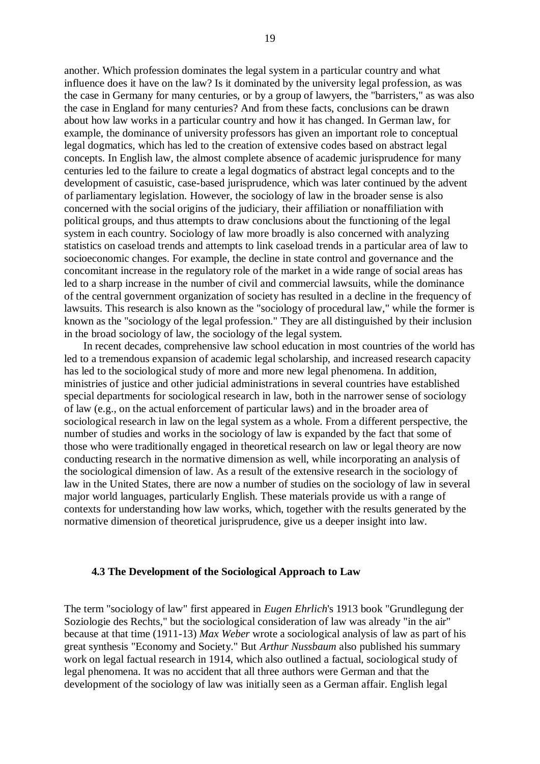another. Which profession dominates the legal system in a particular country and what influence does it have on the law? Is it dominated by the university legal profession, as was the case in Germany for many centuries, or by a group of lawyers, the "barristers," as was also the case in England for many centuries? And from these facts, conclusions can be drawn about how law works in a particular country and how it has changed. In German law, for example, the dominance of university professors has given an important role to conceptual legal dogmatics, which has led to the creation of extensive codes based on abstract legal concepts. In English law, the almost complete absence of academic jurisprudence for many centuries led to the failure to create a legal dogmatics of abstract legal concepts and to the development of casuistic, case-based jurisprudence, which was later continued by the advent of parliamentary legislation. However, the sociology of law in the broader sense is also concerned with the social origins of the judiciary, their affiliation or nonaffiliation with political groups, and thus attempts to draw conclusions about the functioning of the legal system in each country. Sociology of law more broadly is also concerned with analyzing statistics on caseload trends and attempts to link caseload trends in a particular area of law to socioeconomic changes. For example, the decline in state control and governance and the concomitant increase in the regulatory role of the market in a wide range of social areas has led to a sharp increase in the number of civil and commercial lawsuits, while the dominance of the central government organization of society has resulted in a decline in the frequency of lawsuits. This research is also known as the "sociology of procedural law," while the former is known as the "sociology of the legal profession." They are all distinguished by their inclusion in the broad sociology of law, the sociology of the legal system.

In recent decades, comprehensive law school education in most countries of the world has led to a tremendous expansion of academic legal scholarship, and increased research capacity has led to the sociological study of more and more new legal phenomena. In addition, ministries of justice and other judicial administrations in several countries have established special departments for sociological research in law, both in the narrower sense of sociology of law (e.g., on the actual enforcement of particular laws) and in the broader area of sociological research in law on the legal system as a whole. From a different perspective, the number of studies and works in the sociology of law is expanded by the fact that some of those who were traditionally engaged in theoretical research on law or legal theory are now conducting research in the normative dimension as well, while incorporating an analysis of the sociological dimension of law. As a result of the extensive research in the sociology of law in the United States, there are now a number of studies on the sociology of law in several major world languages, particularly English. These materials provide us with a range of contexts for understanding how law works, which, together with the results generated by the normative dimension of theoretical jurisprudence, give us a deeper insight into law.

### 4.3 The Development of the Sociological Approach to Law

The term "sociology of law" first appeared in *Eugen Ehrlich*'s 1913 book "Grundlegung der Soziologie des Rechts," but the sociological consideration of law was already "in the air" because at that time (1911-13) *Max Weber* wrote a sociological analysis of law as part of his great synthesis "Economy and Society." But *Arthur Nussbaum* also published his summary work on legal factual research in 1914, which also outlined a factual, sociological study of legal phenomena. It was no accident that all three authors were German and that the development of the sociology of law was initially seen as a German affair. English legal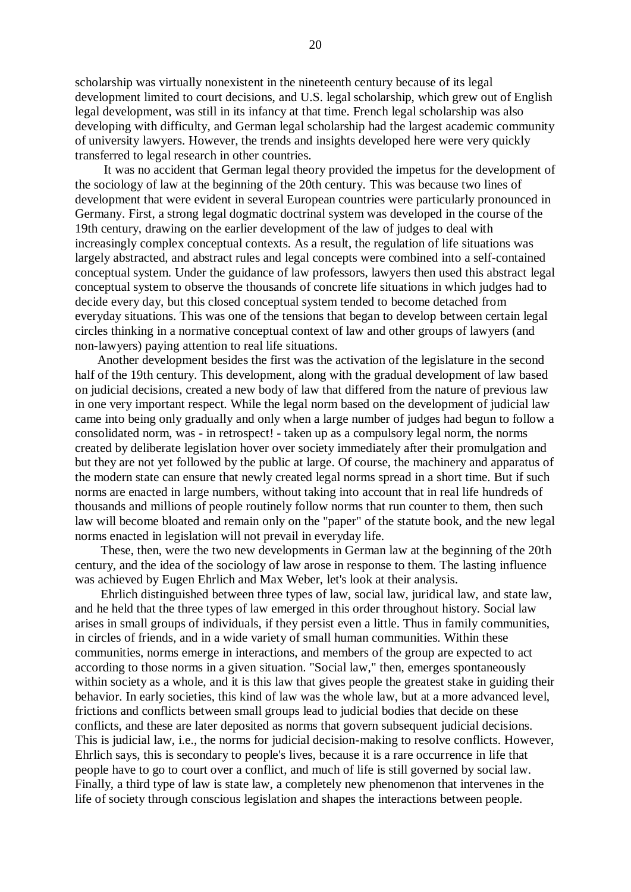scholarship was virtually nonexistent in the nineteenth century because of its legal development limited to court decisions, and U.S. legal scholarship, which grew out of English legal development, was still in its infancy at that time. French legal scholarship was also developing with difficulty, and German legal scholarship had the largest academic community of university lawyers. However, the trends and insights developed here were very quickly transferred to legal research in other countries.

It was no accident that German legal theory provided the impetus for the development of the sociology of law at the beginning of the 20th century. This was because two lines of development that were evident in several European countries were particularly pronounced in Germany. First, a strong legal dogmatic doctrinal system was developed in the course of the 19th century, drawing on the earlier development of the law of judges to deal with increasingly complex conceptual contexts. As a result, the regulation of life situations was largely abstracted, and abstract rules and legal concepts were combined into a self-contained conceptual system. Under the guidance of law professors, lawyers then used this abstract legal conceptual system to observe the thousands of concrete life situations in which judges had to decide every day, but this closed conceptual system tended to become detached from everyday situations. This was one of the tensions that began to develop between certain legal circles thinking in a normative conceptual context of law and other groups of lawyers (and non-lawyers) paying attention to real life situations.

Another development besides the first was the activation of the legislature in the second half of the 19th century. This development, along with the gradual development of law based on judicial decisions, created a new body of law that differed from the nature of previous law in one very important respect. While the legal norm based on the development of judicial law came into being only gradually and only when a large number of judges had begun to follow a consolidated norm, was - in retrospect! - taken up as a compulsory legal norm, the norms created by deliberate legislation hover over society immediately after their promulgation and but they are not yet followed by the public at large. Of course, the machinery and apparatus of the modern state can ensure that newly created legal norms spread in a short time. But if such norms are enacted in large numbers, without taking into account that in real life hundreds of thousands and millions of people routinely follow norms that run counter to them, then such law will become bloated and remain only on the "paper" of the statute book, and the new legal norms enacted in legislation will not prevail in everyday life.

These, then, were the two new developments in German law at the beginning of the 20th century, and the idea of the sociology of law arose in response to them. The lasting influence was achieved by Eugen Ehrlich and Max Weber, let's look at their analysis.

Ehrlich distinguished between three types of law, social law, juridical law, and state law, and he held that the three types of law emerged in this order throughout history. Social law arises in small groups of individuals, if they persist even a little. Thus in family communities, in circles of friends, and in a wide variety of small human communities. Within these communities, norms emerge in interactions, and members of the group are expected to act according to those norms in a given situation. "Social law," then, emerges spontaneously within society as a whole, and it is this law that gives people the greatest stake in guiding their behavior. In early societies, this kind of law was the whole law, but at a more advanced level, frictions and conflicts between small groups lead to judicial bodies that decide on these conflicts, and these are later deposited as norms that govern subsequent judicial decisions. This is judicial law, i.e., the norms for judicial decision-making to resolve conflicts. However, Ehrlich says, this is secondary to people's lives, because it is a rare occurrence in life that people have to go to court over a conflict, and much of life is still governed by social law. Finally, a third type of law is state law, a completely new phenomenon that intervenes in the life of society through conscious legislation and shapes the interactions between people.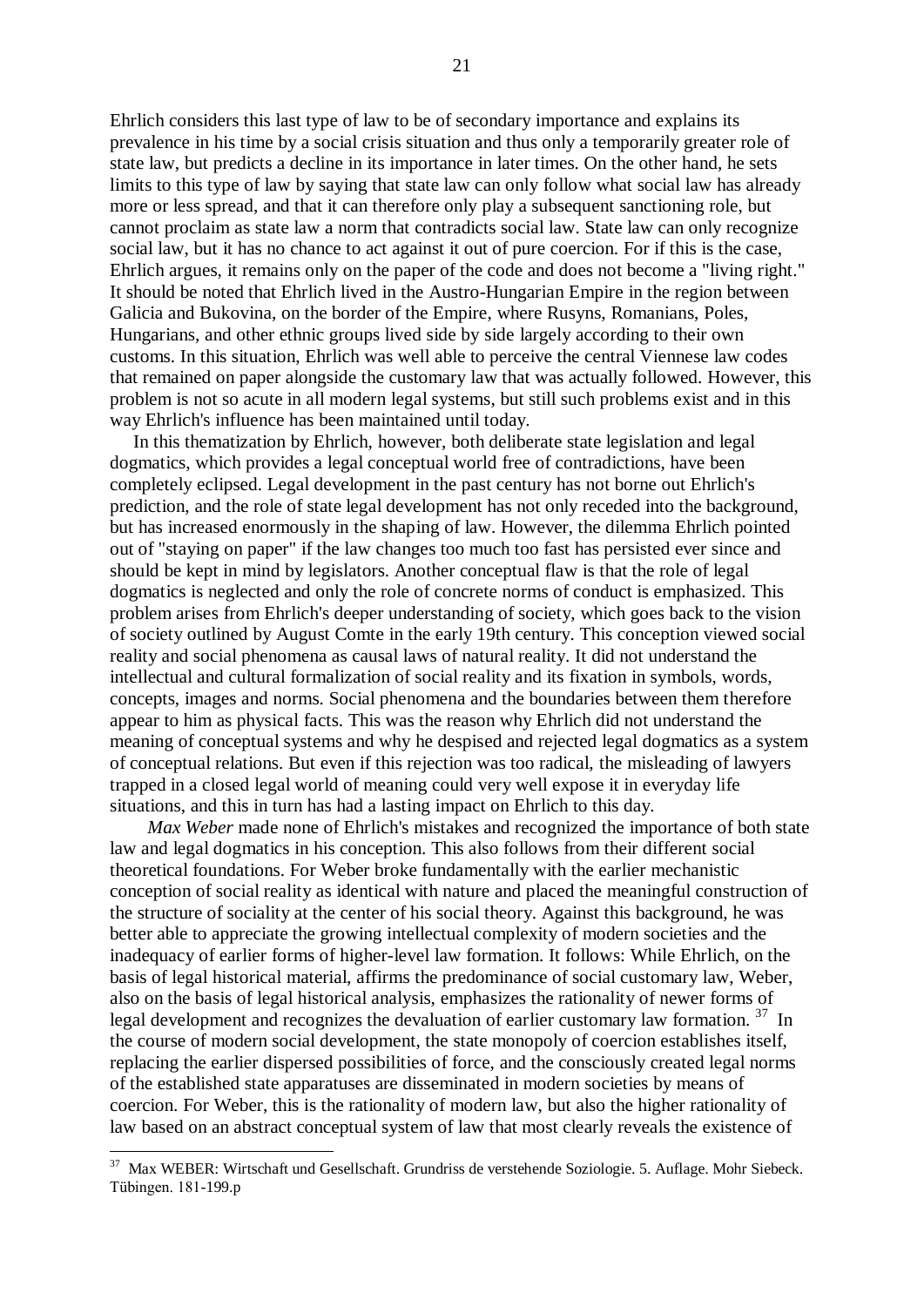Ehrlich considers this last type of law to be of secondary importance and explains its prevalence in his time by a social crisis situation and thus only a temporarily greater role of state law, but predicts a decline in its importance in later times. On the other hand, he sets limits to this type of law by saying that state law can only follow what social law has already more or less spread, and that it can therefore only play a subsequent sanctioning role, but cannot proclaim as state law a norm that contradicts social law. State law can only recognize social law, but it has no chance to act against it out of pure coercion. For if this is the case, Ehrlich argues, it remains only on the paper of the code and does not become a "living right." It should be noted that Ehrlich lived in the Austro-Hungarian Empire in the region between Galicia and Bukovina, on the border of the Empire, where Rusyns, Romanians, Poles, Hungarians, and other ethnic groups lived side by side largely according to their own customs. In this situation, Ehrlich was well able to perceive the central Viennese law codes that remained on paper alongside the customary law that was actually followed. However, this problem is not so acute in all modern legal systems, but still such problems exist and in this way Ehrlich's influence has been maintained until today.

In this thematization by Ehrlich, however, both deliberate state legislation and legal dogmatics, which provides a legal conceptual world free of contradictions, have been completely eclipsed. Legal development in the past century has not borne out Ehrlich's prediction, and the role of state legal development has not only receded into the background, but has increased enormously in the shaping of law. However, the dilemma Ehrlich pointed out of "staying on paper" if the law changes too much too fast has persisted ever since and should be kept in mind by legislators. Another conceptual flaw is that the role of legal dogmatics is neglected and only the role of concrete norms of conduct is emphasized. This problem arises from Ehrlich's deeper understanding of society, which goes back to the vision of society outlined by August Comte in the early 19th century. This conception viewed social reality and social phenomena as causal laws of natural reality. It did not understand the intellectual and cultural formalization of social reality and its fixation in symbols, words, concepts, images and norms. Social phenomena and the boundaries between them therefore appear to him as physical facts. This was the reason why Ehrlich did not understand the meaning of conceptual systems and why he despised and rejected legal dogmatics as a system of conceptual relations. But even if this rejection was too radical, the misleading of lawyers trapped in a closed legal world of meaning could very well expose it in everyday life situations, and this in turn has had a lasting impact on Ehrlich to this day.

*Max Weber* made none of Ehrlich's mistakes and recognized the importance of both state law and legal dogmatics in his conception. This also follows from their different social theoretical foundations. For Weber broke fundamentally with the earlier mechanistic conception of social reality as identical with nature and placed the meaningful construction of the structure of sociality at the center of his social theory. Against this background, he was better able to appreciate the growing intellectual complexity of modern societies and the inadequacy of earlier forms of higher-level law formation. It follows: While Ehrlich, on the basis of legal historical material, affirms the predominance of social customary law, Weber, also on the basis of legal historical analysis, emphasizes the rationality of newer forms of legal development and recognizes the devaluation of earlier customary law formation. [37] In the course of modern social development, the state monopoly of coercion establishes itself, replacing the earlier dispersed possibilities of force, and the consciously created legal norms of the established state apparatuses are disseminated in modern societies by means of coercion. For Weber, this is the rationality of modern law, but also the higher rationality of law based on an abstract conceptual system of law that most clearly reveals the existence of

[37] Max WEBER: Wirtschaft und Gesellschaft. Grundriss de verstehende Soziologie. 5. Auflage. Mohr Siebeck. Tübingen. 181-199.p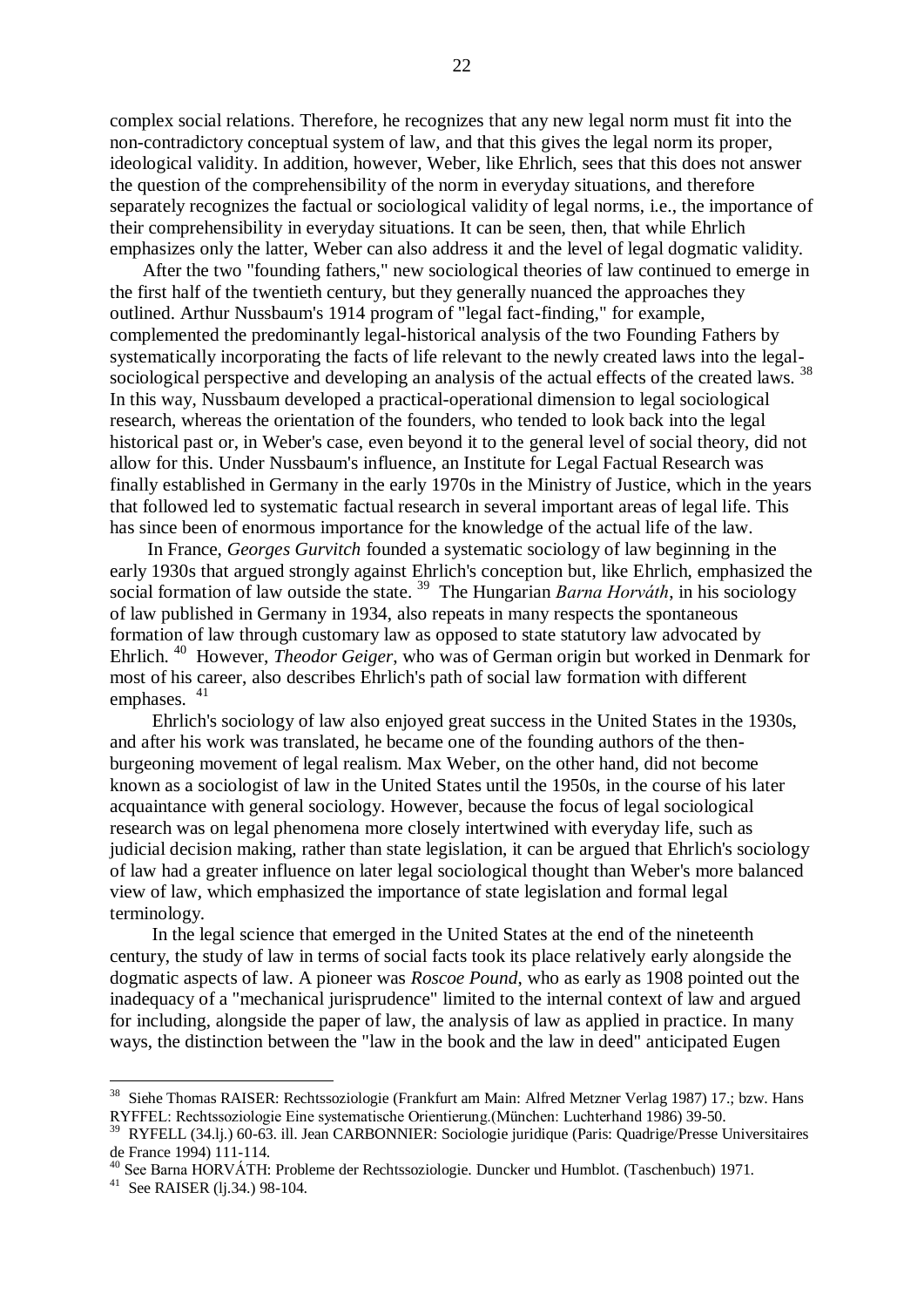complex social relations. Therefore, he recognizes that any new legal norm must fit into the non-contradictory conceptual system of law, and that this gives the legal norm its proper, ideological validity. In addition, however, Weber, like Ehrlich, sees that this does not answer the question of the comprehensibility of the norm in everyday situations, and therefore separately recognizes the factual or sociological validity of legal norms, i.e., the importance of their comprehensibility in everyday situations. It can be seen, then, that while Ehrlich emphasizes only the latter, Weber can also address it and the level of legal dogmatic validity.

After the two "founding fathers," new sociological theories of law continued to emerge in the first half of the twentieth century, but they generally nuanced the approaches they outlined. Arthur Nussbaum's 1914 program of "legal fact-finding," for example, complemented the predominantly legal-historical analysis of the two Founding Fathers by systematically incorporating the facts of life relevant to the newly created laws into the legal-sociological perspective and developing an analysis of the actual effects of the created laws. [38] In this way, Nussbaum developed a practical-operational dimension to legal sociological research, whereas the orientation of the founders, who tended to look back into the legal historical past or, in Weber's case, even beyond it to the general level of social theory, did not allow for this. Under Nussbaum's influence, an Institute for Legal Factual Research was finally established in Germany in the early 1970s in the Ministry of Justice, which in the years that followed led to systematic factual research in several important areas of legal life. This has since been of enormous importance for the knowledge of the actual life of the law.

In France, *Georges Gurvitch* founded a systematic sociology of law beginning in the early 1930s that argued strongly against Ehrlich's conception but, like Ehrlich, emphasized the social formation of law outside the state. [39] The Hungarian *Barna Horváth*, in his sociology of law published in Germany in 1934, also repeats in many respects the spontaneous formation of law through customary law as opposed to state statutory law advocated by Ehrlich. [40] However, *Theodor Geiger*, who was of German origin but worked in Denmark for most of his career, also describes Ehrlich's path of social law formation with different emphases. [41]

Ehrlich's sociology of law also enjoyed great success in the United States in the 1930s, and after his work was translated, he became one of the founding authors of the then-burgeoning movement of legal realism. Max Weber, on the other hand, did not become known as a sociologist of law in the United States until the 1950s, in the course of his later acquaintance with general sociology. However, because the focus of legal sociological research was on legal phenomena more closely intertwined with everyday life, such as judicial decision making, rather than state legislation, it can be argued that Ehrlich's sociology of law had a greater influence on later legal sociological thought than Weber's more balanced view of law, which emphasized the importance of state legislation and formal legal terminology.

In the legal science that emerged in the United States at the end of the nineteenth century, the study of law in terms of social facts took its place relatively early alongside the dogmatic aspects of law. A pioneer was *Roscoe Pound*, who as early as 1908 pointed out the inadequacy of a "mechanical jurisprudence" limited to the internal context of law and argued for including, alongside the paper of law, the analysis of law as applied in practice. In many ways, the distinction between the "law in the book and the law in deed" anticipated Eugen

---

[38] Siehe Thomas RAISER: Rechtssoziologie (Frankfurt am Main: Alfred Metzner Verlag 1987) 17.; bzw. Hans RYFFEL: Rechtssoziologie Eine systematische Orientierung.(München: Luchterhand 1986) 39-50.

[39] RYFELL (34.lj.) 60-63. ill. Jean CARBONNIER: Sociologie juridique (Paris: Quadrige/Presse Universitaires de France 1994) 111-114.

[40] See Barna HORVÁTH: Probleme der Rechtssoziologie. Duncker und Humblot. (Taschenbuch) 1971.

[41] See RAISER (lj.34.) 98-104.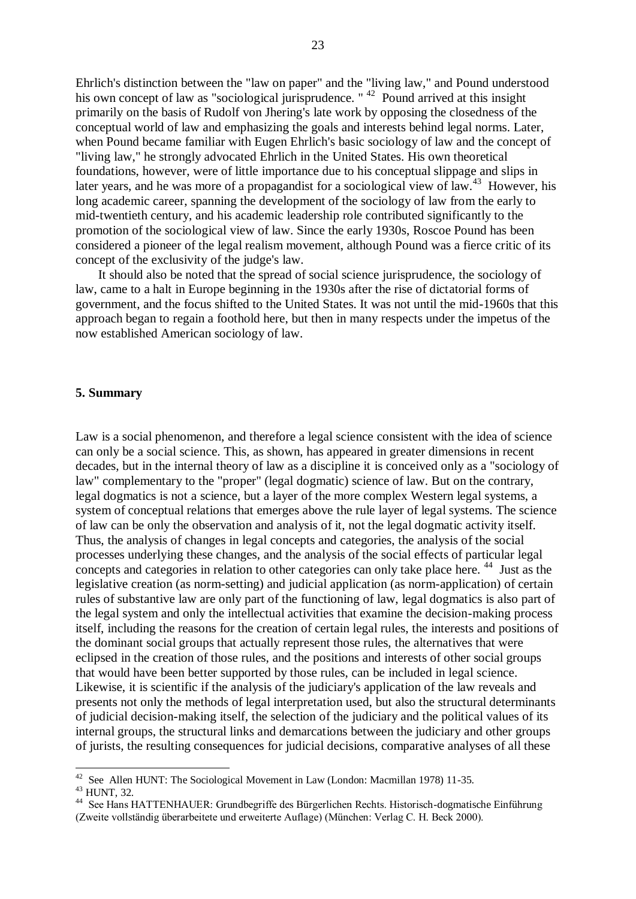Ehrlich's distinction between the "law on paper" and the "living law," and Pound understood his own concept of law as "sociological jurisprudence. " [42] Pound arrived at this insight primarily on the basis of Rudolf von Jhering's late work by opposing the closedness of the conceptual world of law and emphasizing the goals and interests behind legal norms. Later, when Pound became familiar with Eugen Ehrlich's basic sociology of law and the concept of "living law," he strongly advocated Ehrlich in the United States. His own theoretical foundations, however, were of little importance due to his conceptual slippage and slips in later years, and he was more of a propagandist for a sociological view of law.[43] However, his long academic career, spanning the development of the sociology of law from the early to mid-twentieth century, and his academic leadership role contributed significantly to the promotion of the sociological view of law. Since the early 1930s, Roscoe Pound has been considered a pioneer of the legal realism movement, although Pound was a fierce critic of its concept of the exclusivity of the judge's law.

It should also be noted that the spread of social science jurisprudence, the sociology of law, came to a halt in Europe beginning in the 1930s after the rise of dictatorial forms of government, and the focus shifted to the United States. It was not until the mid-1960s that this approach began to regain a foothold here, but then in many respects under the impetus of the now established American sociology of law.

## 5. Summary

Law is a social phenomenon, and therefore a legal science consistent with the idea of science can only be a social science. This, as shown, has appeared in greater dimensions in recent decades, but in the internal theory of law as a discipline it is conceived only as a "sociology of law" complementary to the "proper" (legal dogmatic) science of law. But on the contrary, legal dogmatics is not a science, but a layer of the more complex Western legal systems, a system of conceptual relations that emerges above the rule layer of legal systems. The science of law can be only the observation and analysis of it, not the legal dogmatic activity itself. Thus, the analysis of changes in legal concepts and categories, the analysis of the social processes underlying these changes, and the analysis of the social effects of particular legal concepts and categories in relation to other categories can only take place here. [44] Just as the legislative creation (as norm-setting) and judicial application (as norm-application) of certain rules of substantive law are only part of the functioning of law, legal dogmatics is also part of the legal system and only the intellectual activities that examine the decision-making process itself, including the reasons for the creation of certain legal rules, the interests and positions of the dominant social groups that actually represent those rules, the alternatives that were eclipsed in the creation of those rules, and the positions and interests of other social groups that would have been better supported by those rules, can be included in legal science. Likewise, it is scientific if the analysis of the judiciary's application of the law reveals and presents not only the methods of legal interpretation used, but also the structural determinants of judicial decision-making itself, the selection of the judiciary and the political values of its internal groups, the structural links and demarcations between the judiciary and other groups of jurists, the resulting consequences for judicial decisions, comparative analyses of all these

[42] See Allen HUNT: The Sociological Movement in Law (London: Macmillan 1978) 11-35.

[43] HUNT, 32.

[44] See Hans HATTENHAUER: Grundbegriffe des Bürgerlichen Rechts. Historisch-dogmatische Einführung (Zweite vollständig überarbeitete und erweiterte Auflage) (München: Verlag C. H. Beck 2000).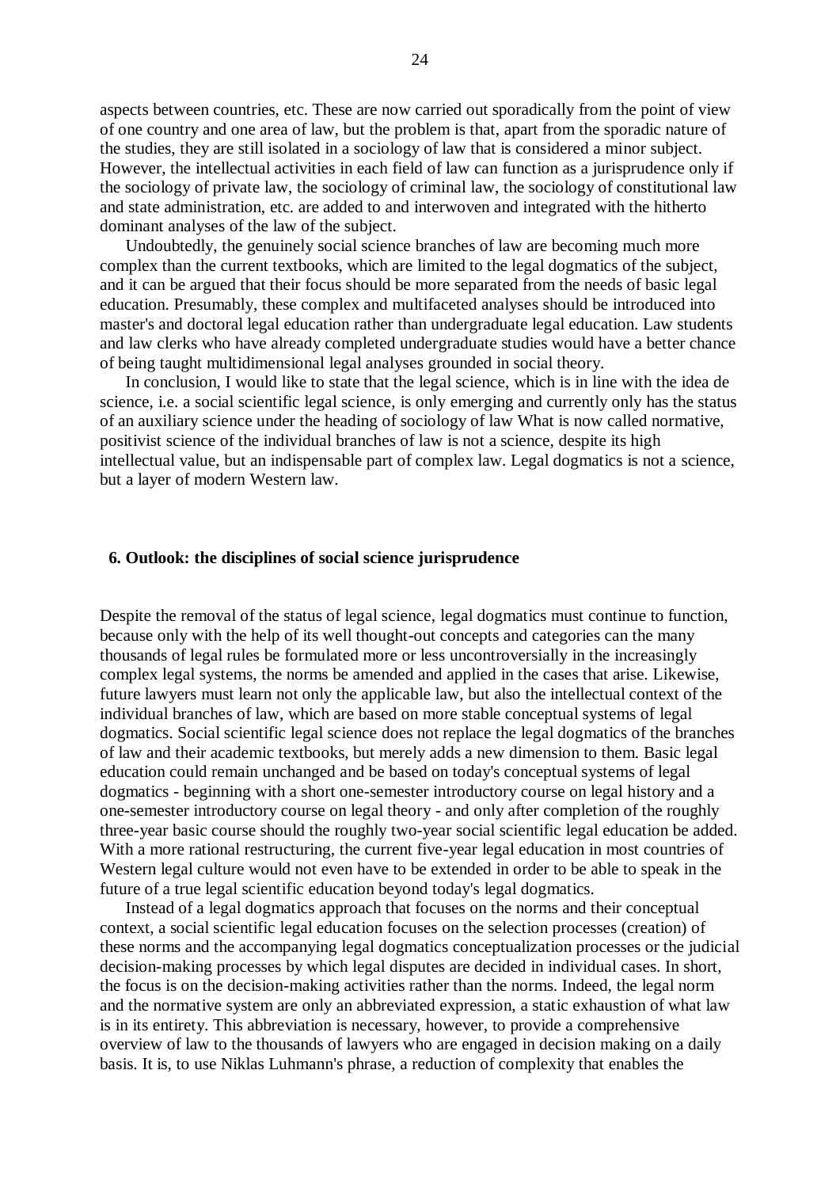aspects between countries, etc. These are now carried out sporadically from the point of view of one country and one area of law, but the problem is that, apart from the sporadic nature of the studies, they are still isolated in a sociology of law that is considered a minor subject. However, the intellectual activities in each field of law can function as a jurisprudence only if the sociology of private law, the sociology of criminal law, the sociology of constitutional law and state administration, etc. are added to and interwoven and integrated with the hitherto dominant analyses of the law of the subject.

Undoubtedly, the genuinely social science branches of law are becoming much more complex than the current textbooks, which are limited to the legal dogmatics of the subject, and it can be argued that their focus should be more separated from the needs of basic legal education. Presumably, these complex and multifaceted analyses should be introduced into master's and doctoral legal education rather than undergraduate legal education. Law students and law clerks who have already completed undergraduate studies would have a better chance of being taught multidimensional legal analyses grounded in social theory.

In conclusion, I would like to state that the legal science, which is in line with the idea de science, i.e. a social scientific legal science, is only emerging and currently only has the status of an auxiliary science under the heading of sociology of law What is now called normative, positivist science of the individual branches of law is not a science, despite its high intellectual value, but an indispensable part of complex law. Legal dogmatics is not a science, but a layer of modern Western law.

## 6. Outlook: the disciplines of social science jurisprudence

Despite the removal of the status of legal science, legal dogmatics must continue to function, because only with the help of its well thought-out concepts and categories can the many thousands of legal rules be formulated more or less uncontroversially in the increasingly complex legal systems, the norms be amended and applied in the cases that arise. Likewise, future lawyers must learn not only the applicable law, but also the intellectual context of the individual branches of law, which are based on more stable conceptual systems of legal dogmatics. Social scientific legal science does not replace the legal dogmatics of the branches of law and their academic textbooks, but merely adds a new dimension to them. Basic legal education could remain unchanged and be based on today's conceptual systems of legal dogmatics - beginning with a short one-semester introductory course on legal history and a one-semester introductory course on legal theory - and only after completion of the roughly three-year basic course should the roughly two-year social scientific legal education be added. With a more rational restructuring, the current five-year legal education in most countries of Western legal culture would not even have to be extended in order to be able to speak in the future of a true legal scientific education beyond today's legal dogmatics.

Instead of a legal dogmatics approach that focuses on the norms and their conceptual context, a social scientific legal education focuses on the selection processes (creation) of these norms and the accompanying legal dogmatics conceptualization processes or the judicial decision-making processes by which legal disputes are decided in individual cases. In short, the focus is on the decision-making activities rather than the norms. Indeed, the legal norm and the normative system are only an abbreviated expression, a static exhaustion of what law is in its entirety. This abbreviation is necessary, however, to provide a comprehensive overview of law to the thousands of lawyers who are engaged in decision making on a daily basis. It is, to use Niklas Luhmann's phrase, a reduction of complexity that enables the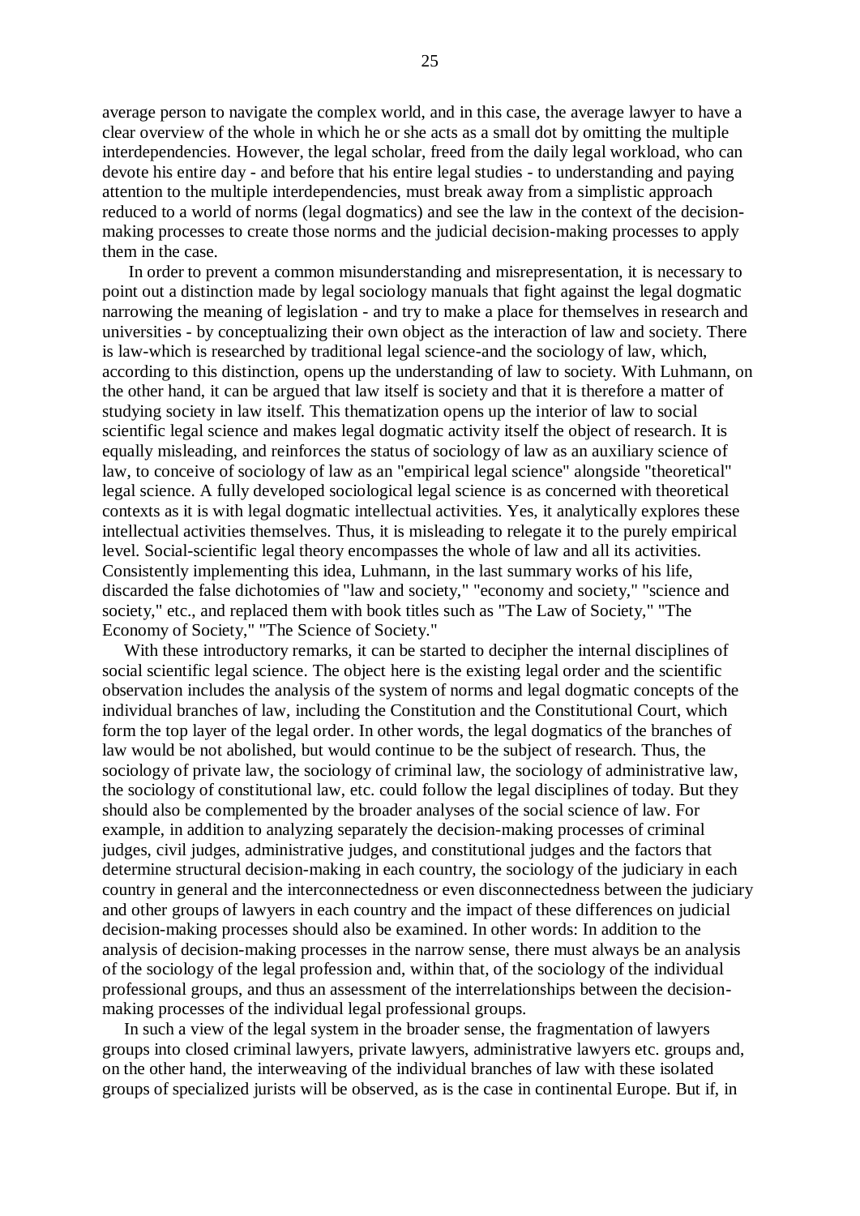average person to navigate the complex world, and in this case, the average lawyer to have a clear overview of the whole in which he or she acts as a small dot by omitting the multiple interdependencies. However, the legal scholar, freed from the daily legal workload, who can devote his entire day - and before that his entire legal studies - to understanding and paying attention to the multiple interdependencies, must break away from a simplistic approach reduced to a world of norms (legal dogmatics) and see the law in the context of the decision-making processes to create those norms and the judicial decision-making processes to apply them in the case.

In order to prevent a common misunderstanding and misrepresentation, it is necessary to point out a distinction made by legal sociology manuals that fight against the legal dogmatic narrowing the meaning of legislation - and try to make a place for themselves in research and universities - by conceptualizing their own object as the interaction of law and society. There is law-which is researched by traditional legal science-and the sociology of law, which, according to this distinction, opens up the understanding of law to society. With Luhmann, on the other hand, it can be argued that law itself is society and that it is therefore a matter of studying society in law itself. This thematization opens up the interior of law to social scientific legal science and makes legal dogmatic activity itself the object of research. It is equally misleading, and reinforces the status of sociology of law as an auxiliary science of law, to conceive of sociology of law as an "empirical legal science" alongside "theoretical" legal science. A fully developed sociological legal science is as concerned with theoretical contexts as it is with legal dogmatic intellectual activities. Yes, it analytically explores these intellectual activities themselves. Thus, it is misleading to relegate it to the purely empirical level. Social-scientific legal theory encompasses the whole of law and all its activities. Consistently implementing this idea, Luhmann, in the last summary works of his life, discarded the false dichotomies of "law and society," "economy and society," "science and society," etc., and replaced them with book titles such as "The Law of Society," "The Economy of Society," "The Science of Society."

With these introductory remarks, it can be started to decipher the internal disciplines of social scientific legal science. The object here is the existing legal order and the scientific observation includes the analysis of the system of norms and legal dogmatic concepts of the individual branches of law, including the Constitution and the Constitutional Court, which form the top layer of the legal order. In other words, the legal dogmatics of the branches of law would be not abolished, but would continue to be the subject of research. Thus, the sociology of private law, the sociology of criminal law, the sociology of administrative law, the sociology of constitutional law, etc. could follow the legal disciplines of today. But they should also be complemented by the broader analyses of the social science of law. For example, in addition to analyzing separately the decision-making processes of criminal judges, civil judges, administrative judges, and constitutional judges and the factors that determine structural decision-making in each country, the sociology of the judiciary in each country in general and the interconnectedness or even disconnectedness between the judiciary and other groups of lawyers in each country and the impact of these differences on judicial decision-making processes should also be examined. In other words: In addition to the analysis of decision-making processes in the narrow sense, there must always be an analysis of the sociology of the legal profession and, within that, of the sociology of the individual professional groups, and thus an assessment of the interrelationships between the decision-making processes of the individual legal professional groups.

In such a view of the legal system in the broader sense, the fragmentation of lawyers groups into closed criminal lawyers, private lawyers, administrative lawyers etc. groups and, on the other hand, the interweaving of the individual branches of law with these isolated groups of specialized jurists will be observed, as is the case in continental Europe. But if, in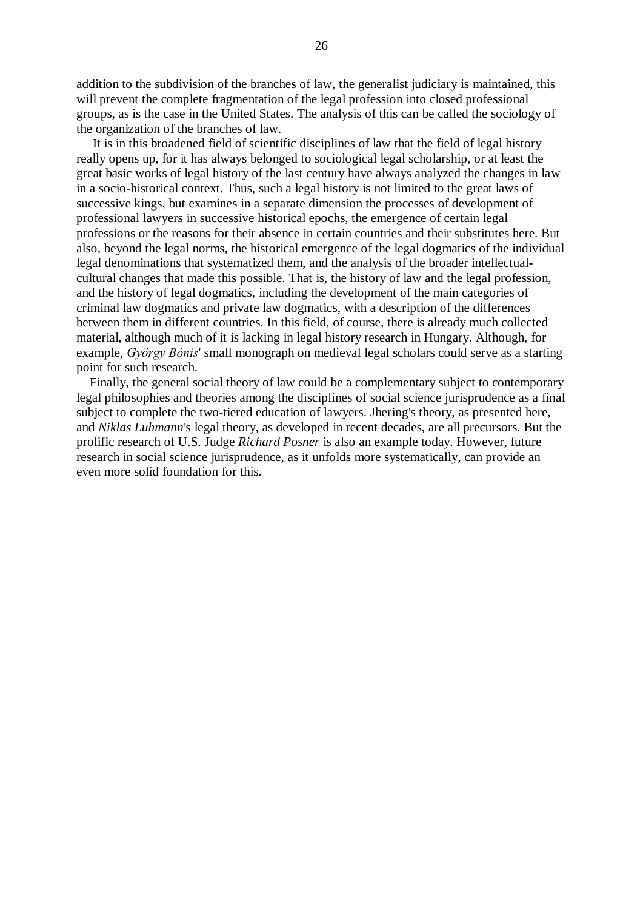addition to the subdivision of the branches of law, the generalist judiciary is maintained, this will prevent the complete fragmentation of the legal profession into closed professional groups, as is the case in the United States. The analysis of this can be called the sociology of the organization of the branches of law.

It is in this broadened field of scientific disciplines of law that the field of legal history really opens up, for it has always belonged to sociological legal scholarship, or at least the great basic works of legal history of the last century have always analyzed the changes in law in a socio-historical context. Thus, such a legal history is not limited to the great laws of successive kings, but examines in a separate dimension the processes of development of professional lawyers in successive historical epochs, the emergence of certain legal professions or the reasons for their absence in certain countries and their substitutes here. But also, beyond the legal norms, the historical emergence of the legal dogmatics of the individual legal denominations that systematized them, and the analysis of the broader intellectual-cultural changes that made this possible. That is, the history of law and the legal profession, and the history of legal dogmatics, including the development of the main categories of criminal law dogmatics and private law dogmatics, with a description of the differences between them in different countries. In this field, of course, there is already much collected material, although much of it is lacking in legal history research in Hungary. Although, for example, *György Bónis*' small monograph on medieval legal scholars could serve as a starting point for such research.

Finally, the general social theory of law could be a complementary subject to contemporary legal philosophies and theories among the disciplines of social science jurisprudence as a final subject to complete the two-tiered education of lawyers. Jhering's theory, as presented here, and *Niklas Luhmann*'s legal theory, as developed in recent decades, are all precursors. But the prolific research of U.S. Judge *Richard Posner* is also an example today. However, future research in social science jurisprudence, as it unfolds more systematically, can provide an even more solid foundation for this.